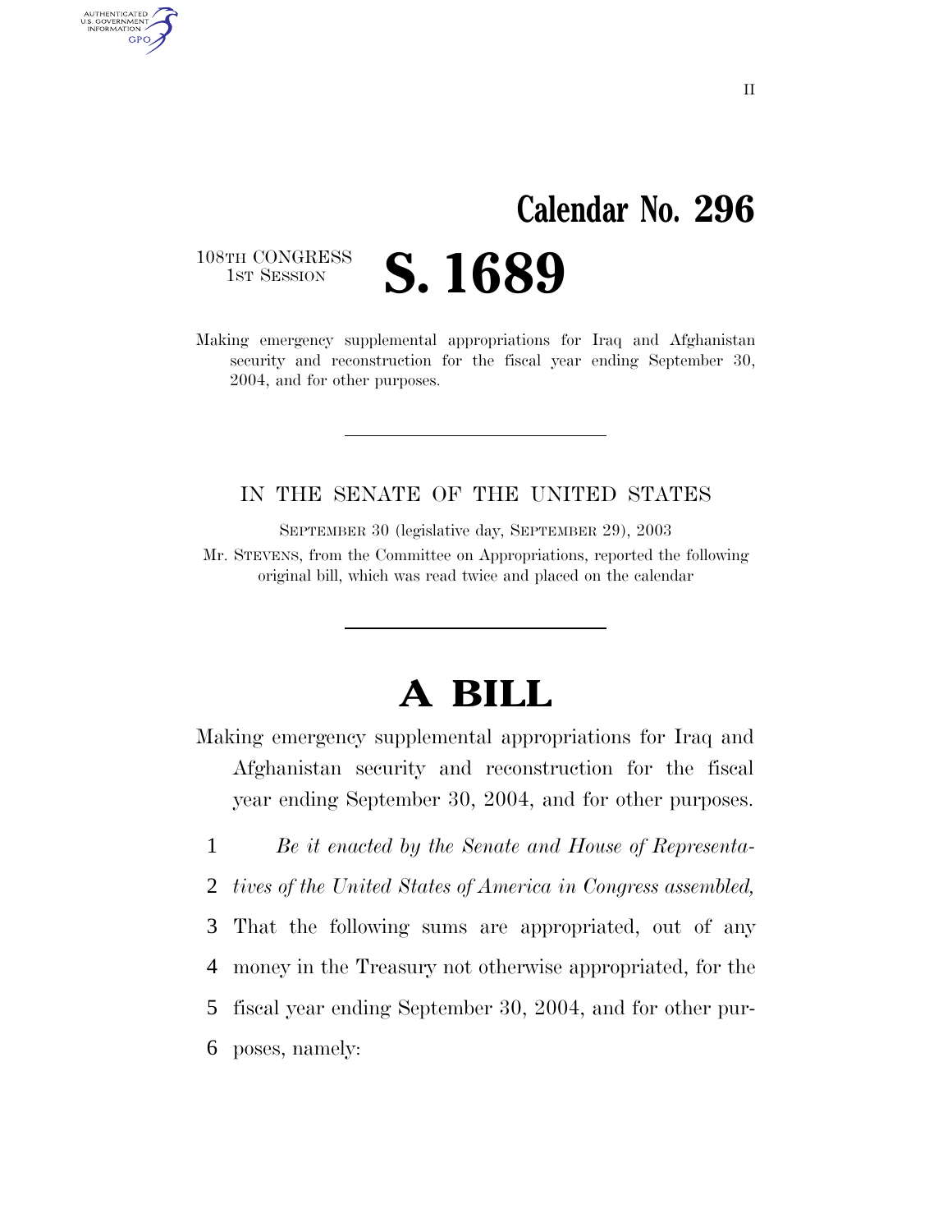# Calendar No. 296

108TH CONGRESS
1ST SESSION

# S. 1689

Making emergency supplemental appropriations for Iraq and Afghanistan security and reconstruction for the fiscal year ending September 30, 2004, and for other purposes.

---

IN THE SENATE OF THE UNITED STATES

SEPTEMBER 30 (legislative day, SEPTEMBER 29), 2003

Mr. STEVENS, from the Committee on Appropriations, reported the following original bill, which was read twice and placed on the calendar

---

# A BILL

Making emergency supplemental appropriations for Iraq and Afghanistan security and reconstruction for the fiscal year ending September 30, 2004, and for other purposes.

1 *Be it enacted by the Senate and House of Representa-*
2 *tives of the United States of America in Congress assembled,*
3 That the following sums are appropriated, out of any
4 money in the Treasury not otherwise appropriated, for the
5 fiscal year ending September 30, 2004, and for other pur-
6 poses, namely: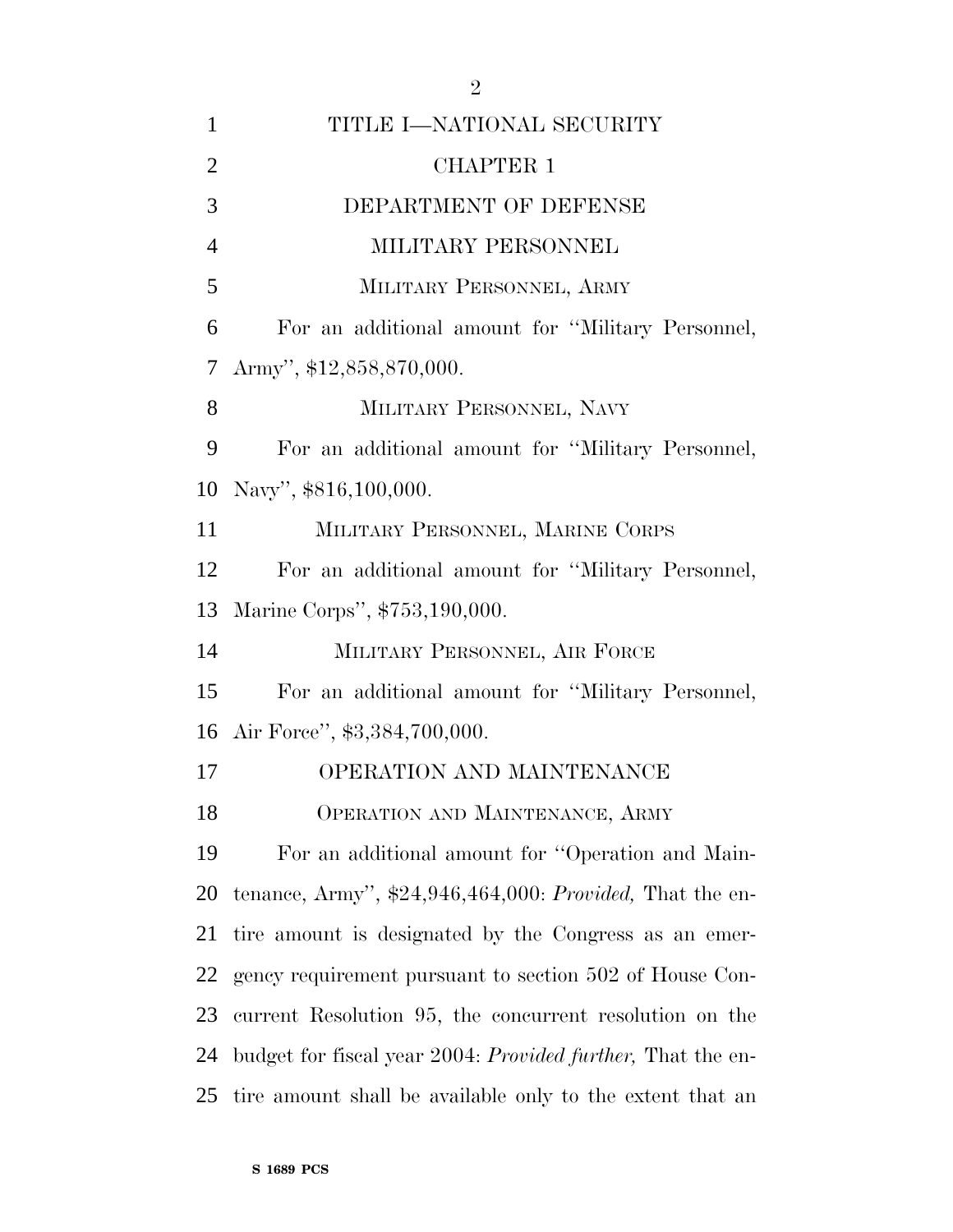# TITLE I—NATIONAL SECURITY

## CHAPTER 1

## DEPARTMENT OF DEFENSE

### MILITARY PERSONNEL

#### MILITARY PERSONNEL, ARMY

For an additional amount for ''Military Personnel, Army'', $12,858,870,000.

#### MILITARY PERSONNEL, NAVY

For an additional amount for ''Military Personnel, Navy'', $816,100,000.

#### MILITARY PERSONNEL, MARINE CORPS

For an additional amount for ''Military Personnel, Marine Corps'', $753,190,000.

#### MILITARY PERSONNEL, AIR FORCE

For an additional amount for ''Military Personnel, Air Force'', $3,384,700,000.

### OPERATION AND MAINTENANCE

#### OPERATION AND MAINTENANCE, ARMY

For an additional amount for ''Operation and Maintenance, Army'', $24,946,464,000: *Provided,* That the entire amount is designated by the Congress as an emergency requirement pursuant to section 502 of House Concurrent Resolution 95, the concurrent resolution on the budget for fiscal year 2004: *Provided further,* That the entire amount shall be available only to the extent that an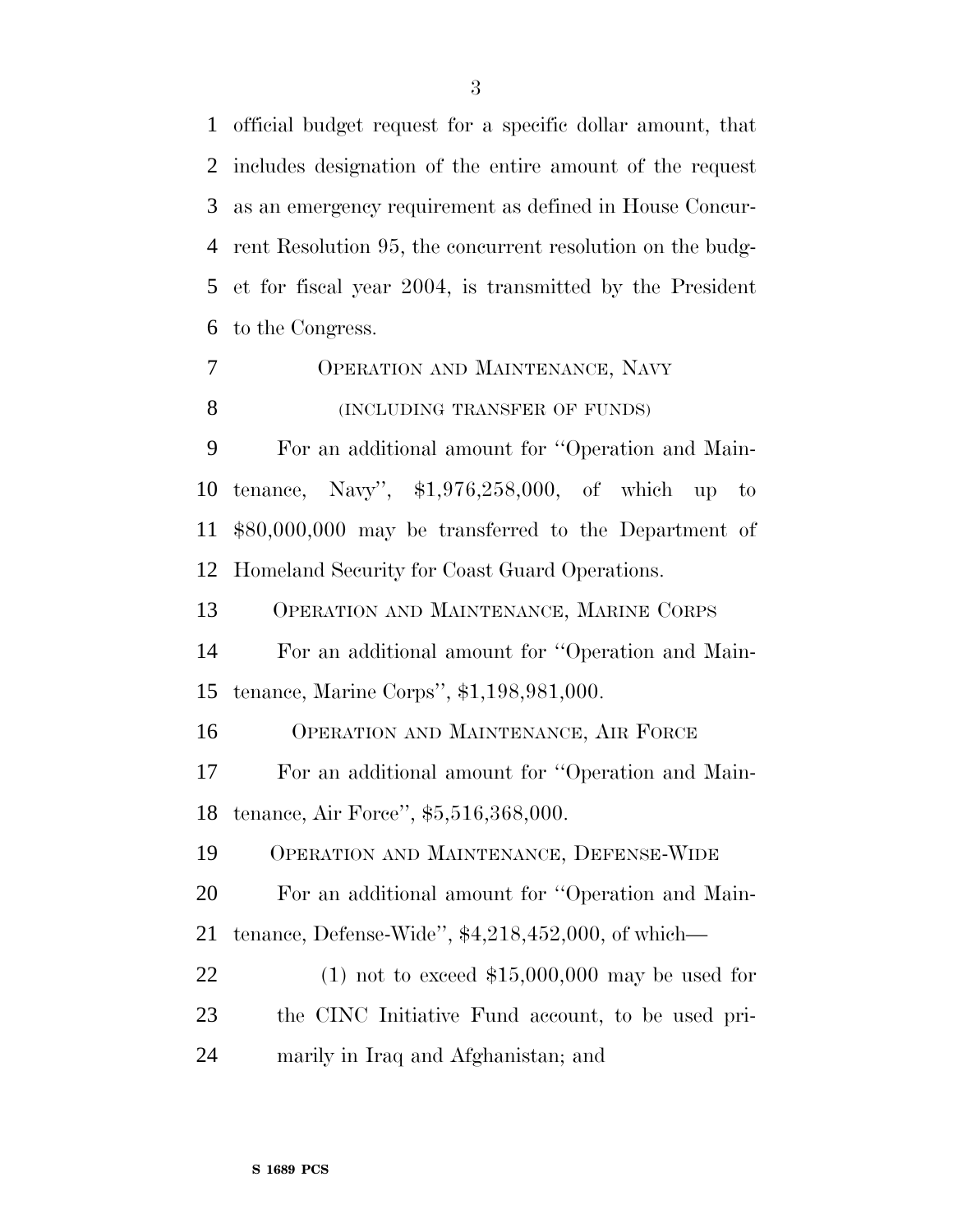official budget request for a specific dollar amount, that includes designation of the entire amount of the request as an emergency requirement as defined in House Concurrent Resolution 95, the concurrent resolution on the budget for fiscal year 2004, is transmitted by the President to the Congress.

OPERATION AND MAINTENANCE, NAVY

(INCLUDING TRANSFER OF FUNDS)

For an additional amount for ''Operation and Maintenance, Navy'', $1,976,258,000, of which up to $80,000,000 may be transferred to the Department of Homeland Security for Coast Guard Operations.

OPERATION AND MAINTENANCE, MARINE CORPS

For an additional amount for ''Operation and Maintenance, Marine Corps'', $1,198,981,000.

OPERATION AND MAINTENANCE, AIR FORCE

For an additional amount for ''Operation and Maintenance, Air Force'', $5,516,368,000.

OPERATION AND MAINTENANCE, DEFENSE-WIDE

For an additional amount for ''Operation and Maintenance, Defense-Wide'', $4,218,452,000, of which—

(1) not to exceed $15,000,000 may be used for the CINC Initiative Fund account, to be used primarily in Iraq and Afghanistan; and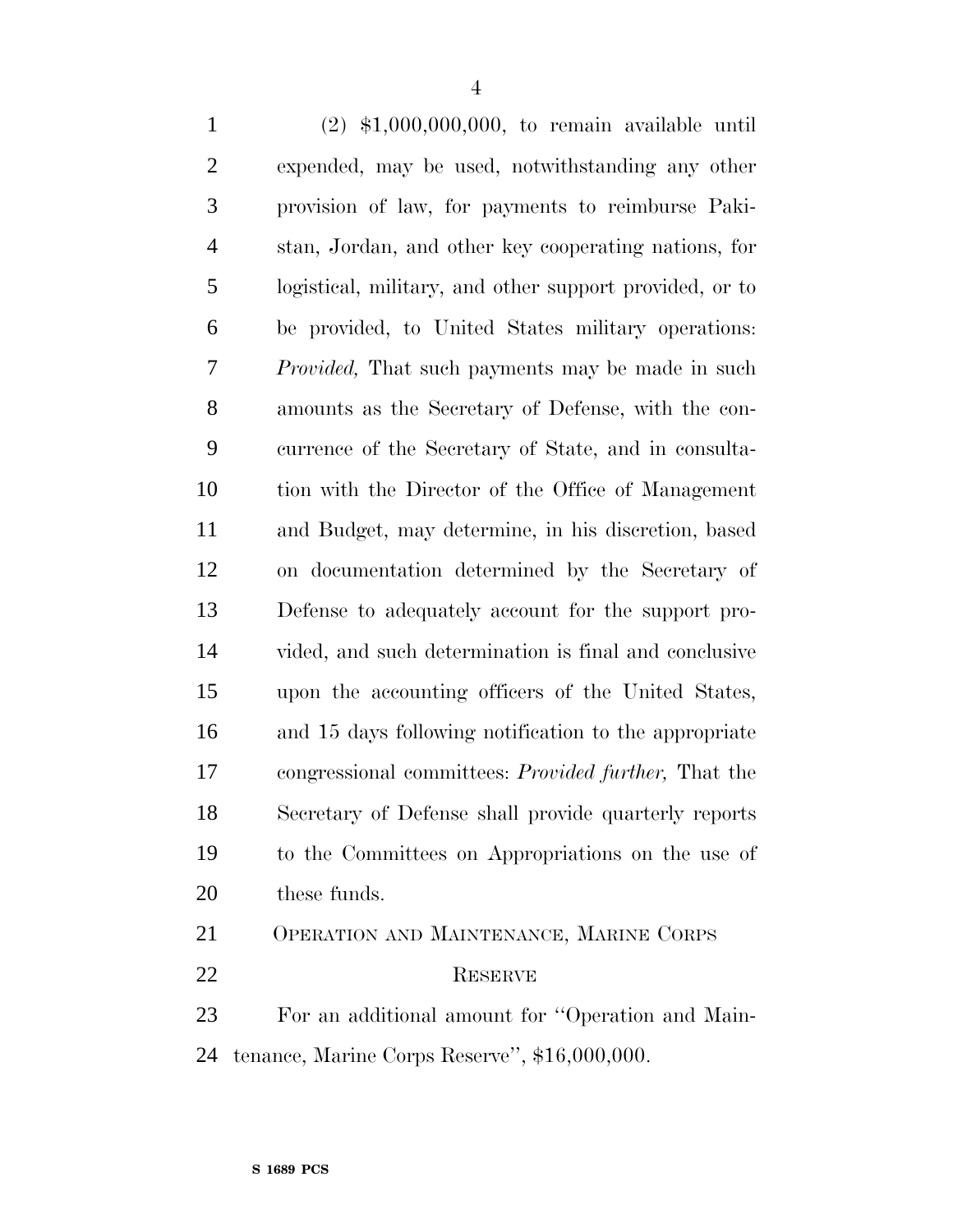(2) $1,000,000,000, to remain available until expended, may be used, notwithstanding any other provision of law, for payments to reimburse Pakistan, Jordan, and other key cooperating nations, for logistical, military, and other support provided, or to be provided, to United States military operations: *Provided,* That such payments may be made in such amounts as the Secretary of Defense, with the concurrence of the Secretary of State, and in consultation with the Director of the Office of Management and Budget, may determine, in his discretion, based on documentation determined by the Secretary of Defense to adequately account for the support provided, and such determination is final and conclusive upon the accounting officers of the United States, and 15 days following notification to the appropriate congressional committees: *Provided further,* That the Secretary of Defense shall provide quarterly reports to the Committees on Appropriations on the use of these funds.

OPERATION AND MAINTENANCE, MARINE CORPS RESERVE

For an additional amount for ''Operation and Maintenance, Marine Corps Reserve'', $16,000,000.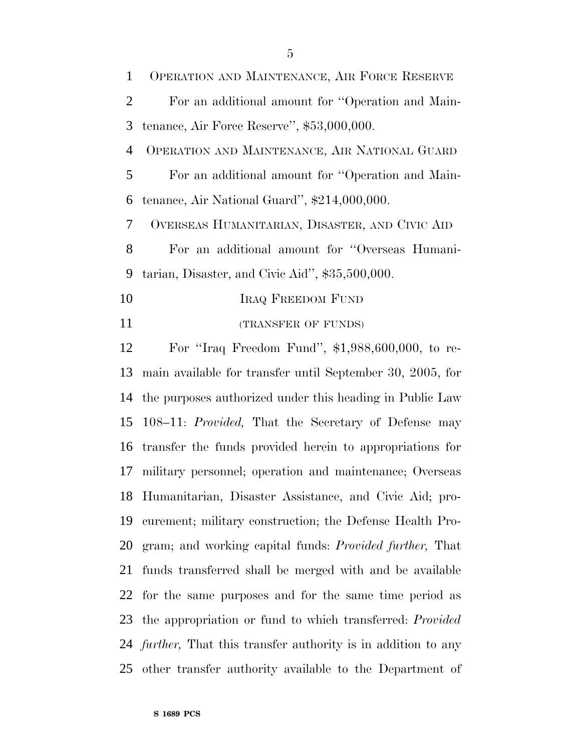OPERATION AND MAINTENANCE, AIR FORCE RESERVE

For an additional amount for ''Operation and Maintenance, Air Force Reserve'', $53,000,000.

OPERATION AND MAINTENANCE, AIR NATIONAL GUARD

For an additional amount for ''Operation and Maintenance, Air National Guard'', $214,000,000.

OVERSEAS HUMANITARIAN, DISASTER, AND CIVIC AID

For an additional amount for ''Overseas Humanitarian, Disaster, and Civic Aid'', $35,500,000.

IRAQ FREEDOM FUND

(TRANSFER OF FUNDS)

For ''Iraq Freedom Fund'', $1,988,600,000, to remain available for transfer until September 30, 2005, for the purposes authorized under this heading in Public Law 108–11: *Provided,* That the Secretary of Defense may transfer the funds provided herein to appropriations for military personnel; operation and maintenance; Overseas Humanitarian, Disaster Assistance, and Civic Aid; procurement; military construction; the Defense Health Program; and working capital funds: *Provided further,* That funds transferred shall be merged with and be available for the same purposes and for the same time period as the appropriation or fund to which transferred: *Provided further,* That this transfer authority is in addition to any other transfer authority available to the Department of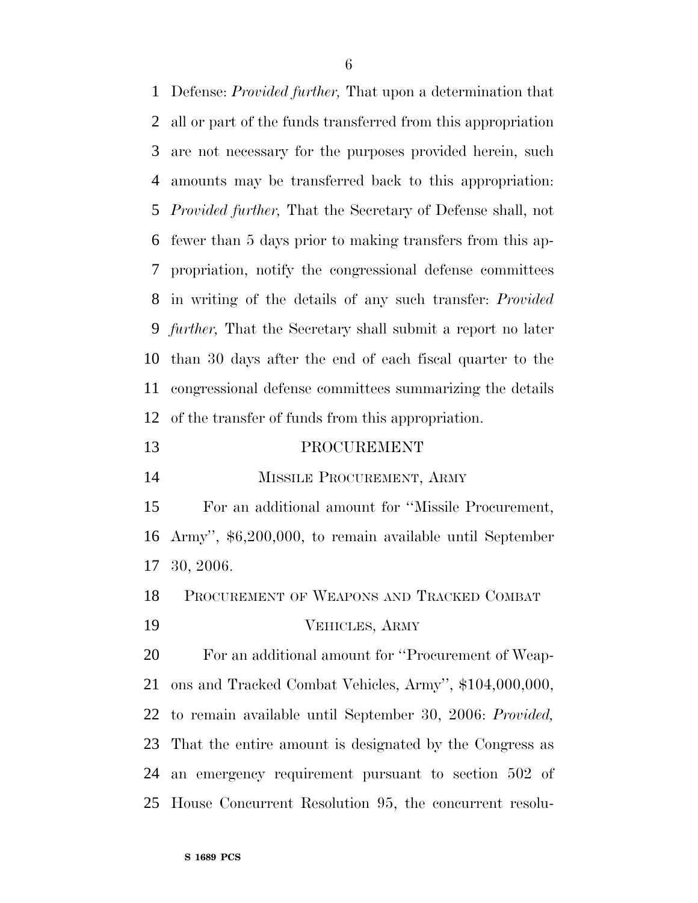Defense: *Provided further,* That upon a determination that all or part of the funds transferred from this appropriation are not necessary for the purposes provided herein, such amounts may be transferred back to this appropriation: *Provided further,* That the Secretary of Defense shall, not fewer than 5 days prior to making transfers from this appropriation, notify the congressional defense committees in writing of the details of any such transfer: *Provided further,* That the Secretary shall submit a report no later than 30 days after the end of each fiscal quarter to the congressional defense committees summarizing the details of the transfer of funds from this appropriation.

## PROCUREMENT

### MISSILE PROCUREMENT, ARMY

For an additional amount for ''Missile Procurement, Army'', $6,200,000, to remain available until September 30, 2006.

### PROCUREMENT OF WEAPONS AND TRACKED COMBAT VEHICLES, ARMY

For an additional amount for ''Procurement of Weapons and Tracked Combat Vehicles, Army'', $104,000,000, to remain available until September 30, 2006: *Provided,* That the entire amount is designated by the Congress as an emergency requirement pursuant to section 502 of House Concurrent Resolution 95, the concurrent resolu-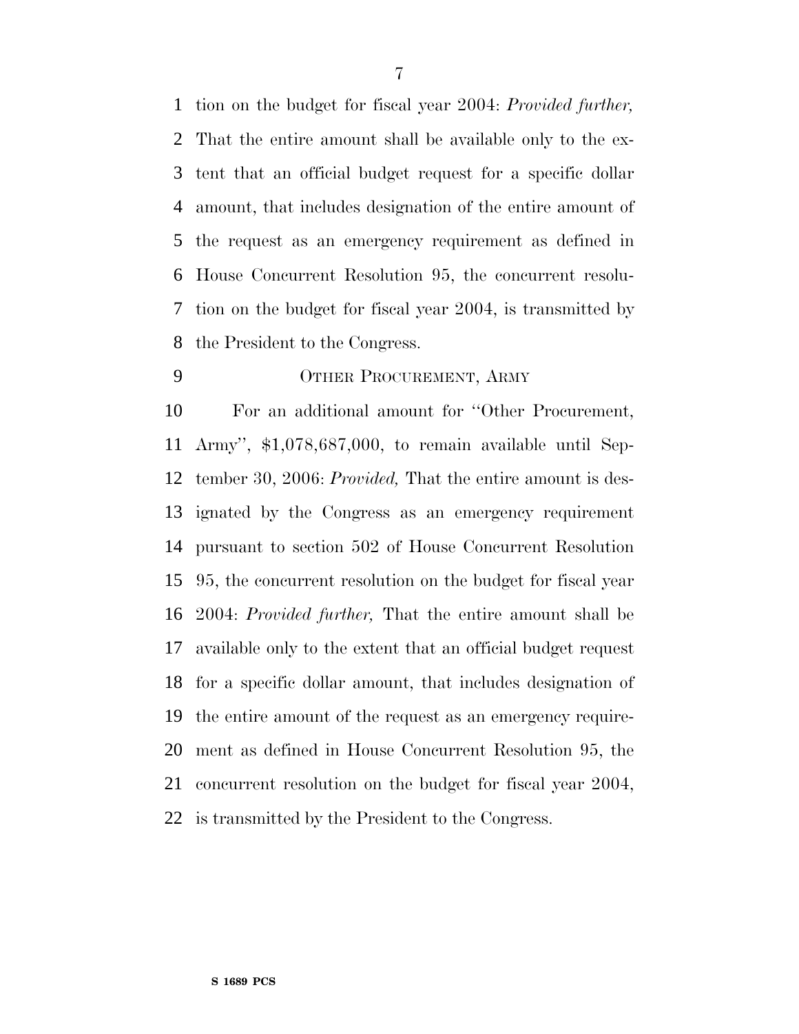tion on the budget for fiscal year 2004: *Provided further,* That the entire amount shall be available only to the extent that an official budget request for a specific dollar amount, that includes designation of the entire amount of the request as an emergency requirement as defined in House Concurrent Resolution 95, the concurrent resolution on the budget for fiscal year 2004, is transmitted by the President to the Congress.

OTHER PROCUREMENT, ARMY

For an additional amount for ''Other Procurement, Army'', $1,078,687,000, to remain available until September 30, 2006: *Provided,* That the entire amount is designated by the Congress as an emergency requirement pursuant to section 502 of House Concurrent Resolution 95, the concurrent resolution on the budget for fiscal year 2004: *Provided further,* That the entire amount shall be available only to the extent that an official budget request for a specific dollar amount, that includes designation of the entire amount of the request as an emergency requirement as defined in House Concurrent Resolution 95, the concurrent resolution on the budget for fiscal year 2004, is transmitted by the President to the Congress.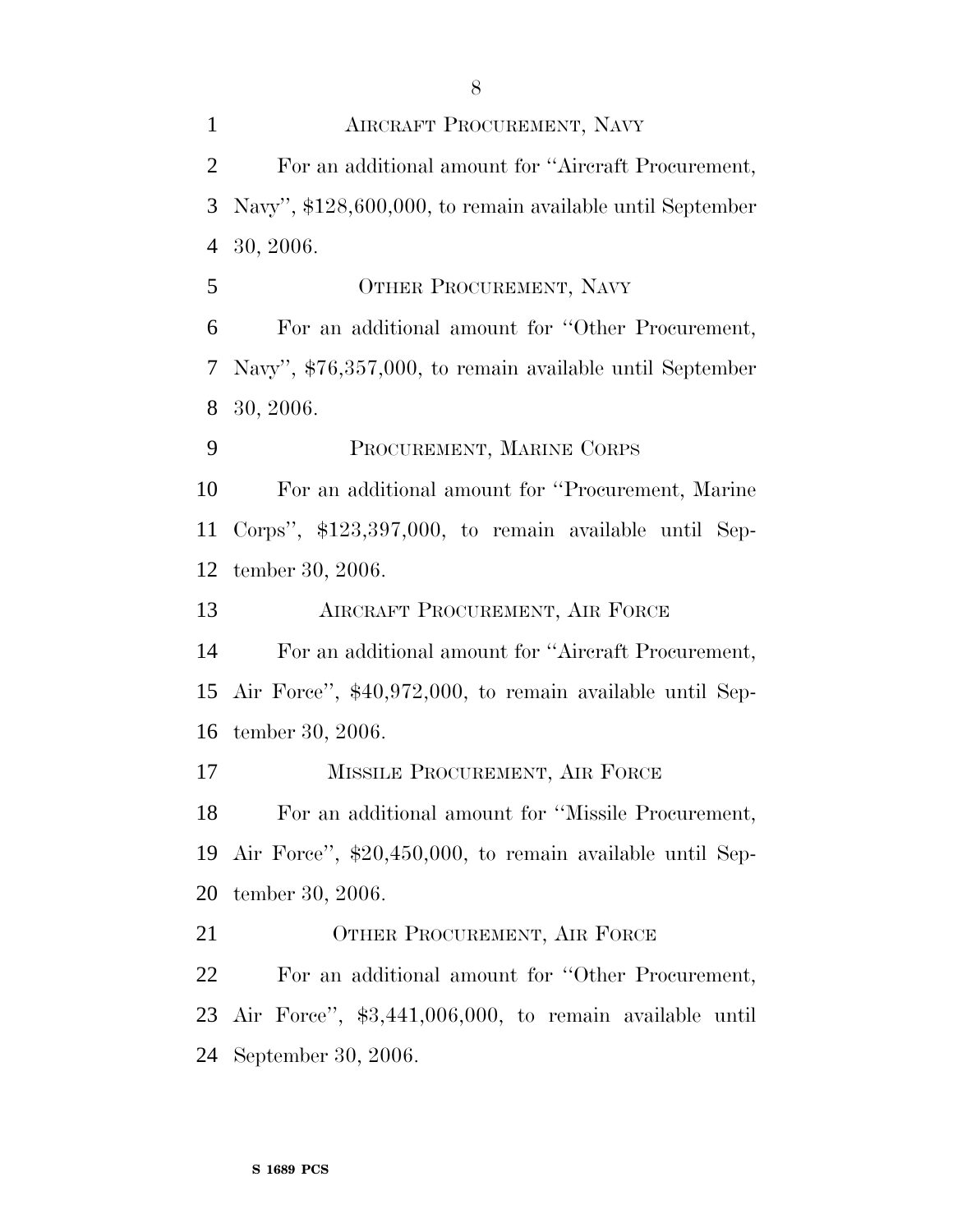AIRCRAFT PROCUREMENT, NAVY

For an additional amount for ''Aircraft Procurement, Navy'', $128,600,000, to remain available until September 30, 2006.

OTHER PROCUREMENT, NAVY

For an additional amount for ''Other Procurement, Navy'', $76,357,000, to remain available until September 30, 2006.

PROCUREMENT, MARINE CORPS

For an additional amount for ''Procurement, Marine Corps'', $123,397,000, to remain available until September 30, 2006.

AIRCRAFT PROCUREMENT, AIR FORCE

For an additional amount for ''Aircraft Procurement, Air Force'', $40,972,000, to remain available until September 30, 2006.

MISSILE PROCUREMENT, AIR FORCE

For an additional amount for ''Missile Procurement, Air Force'', $20,450,000, to remain available until September 30, 2006.

OTHER PROCUREMENT, AIR FORCE

For an additional amount for ''Other Procurement, Air Force'', $3,441,006,000, to remain available until September 30, 2006.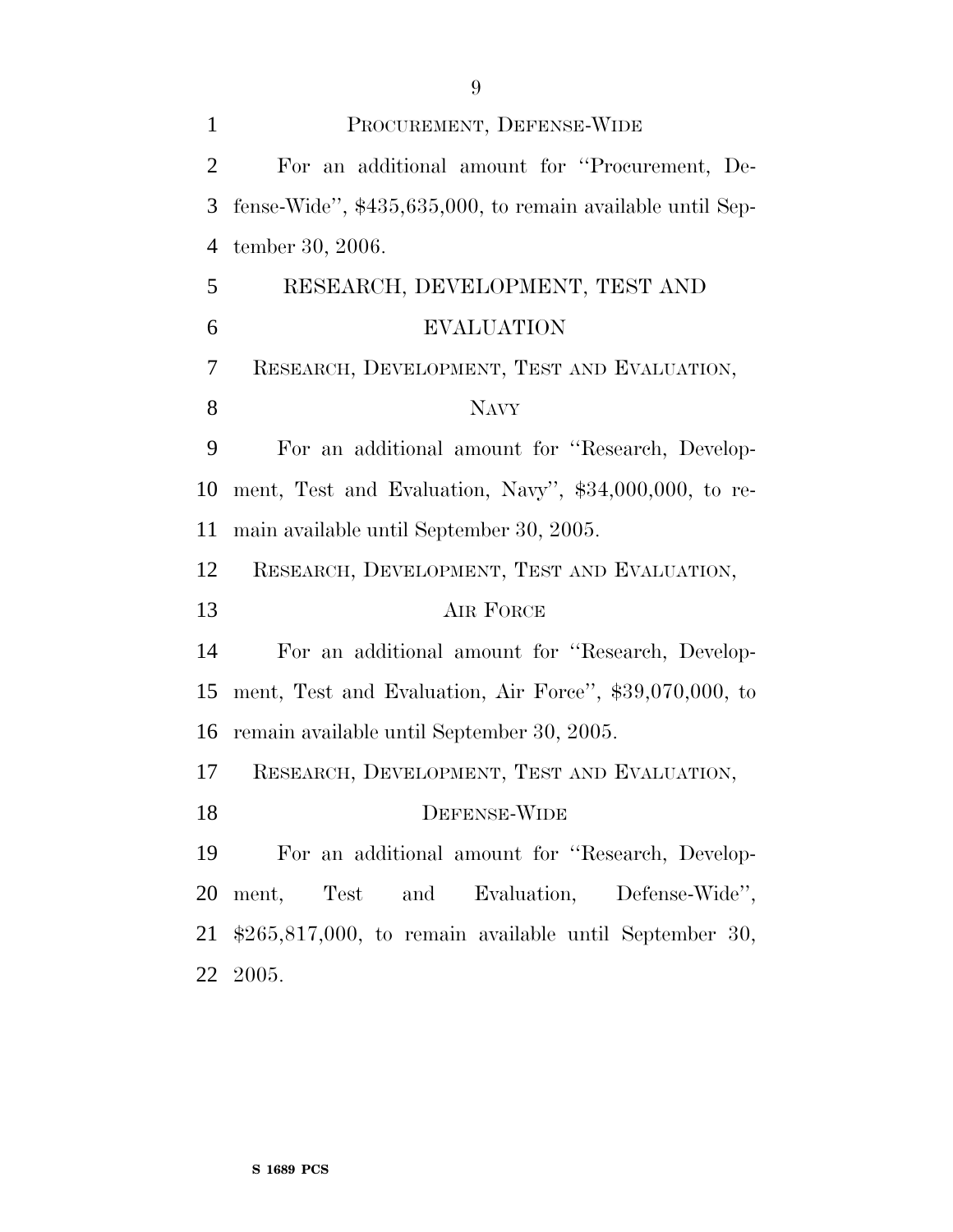PROCUREMENT, DEFENSE-WIDE

For an additional amount for ''Procurement, Defense-Wide'', $435,635,000, to remain available until September 30, 2006.

## RESEARCH, DEVELOPMENT, TEST AND EVALUATION

RESEARCH, DEVELOPMENT, TEST AND EVALUATION, NAVY

For an additional amount for ''Research, Development, Test and Evaluation, Navy'', $34,000,000, to remain available until September 30, 2005.

RESEARCH, DEVELOPMENT, TEST AND EVALUATION, AIR FORCE

For an additional amount for ''Research, Development, Test and Evaluation, Air Force'', $39,070,000, to remain available until September 30, 2005.

RESEARCH, DEVELOPMENT, TEST AND EVALUATION, DEFENSE-WIDE

For an additional amount for ''Research, Development, Test and Evaluation, Defense-Wide'', $265,817,000, to remain available until September 30, 2005.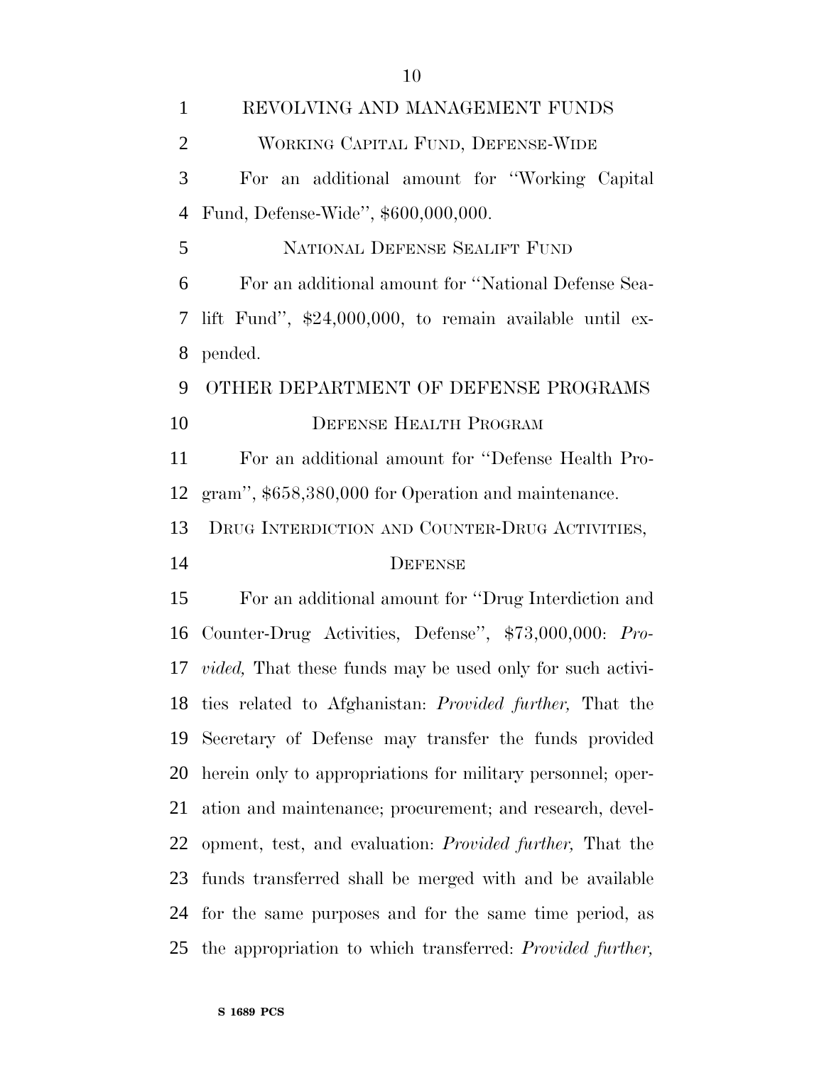REVOLVING AND MANAGEMENT FUNDS

WORKING CAPITAL FUND, DEFENSE-WIDE

For an additional amount for ''Working Capital Fund, Defense-Wide'', $600,000,000.

NATIONAL DEFENSE SEALIFT FUND

For an additional amount for ''National Defense Sealift Fund'', $24,000,000, to remain available until expended.

OTHER DEPARTMENT OF DEFENSE PROGRAMS

DEFENSE HEALTH PROGRAM

For an additional amount for ''Defense Health Program'', $658,380,000 for Operation and maintenance.

DRUG INTERDICTION AND COUNTER-DRUG ACTIVITIES, DEFENSE

For an additional amount for ''Drug Interdiction and Counter-Drug Activities, Defense'', $73,000,000: *Provided,* That these funds may be used only for such activities related to Afghanistan: *Provided further,* That the Secretary of Defense may transfer the funds provided herein only to appropriations for military personnel; operation and maintenance; procurement; and research, development, test, and evaluation: *Provided further,* That the funds transferred shall be merged with and be available for the same purposes and for the same time period, as the appropriation to which transferred: *Provided further,*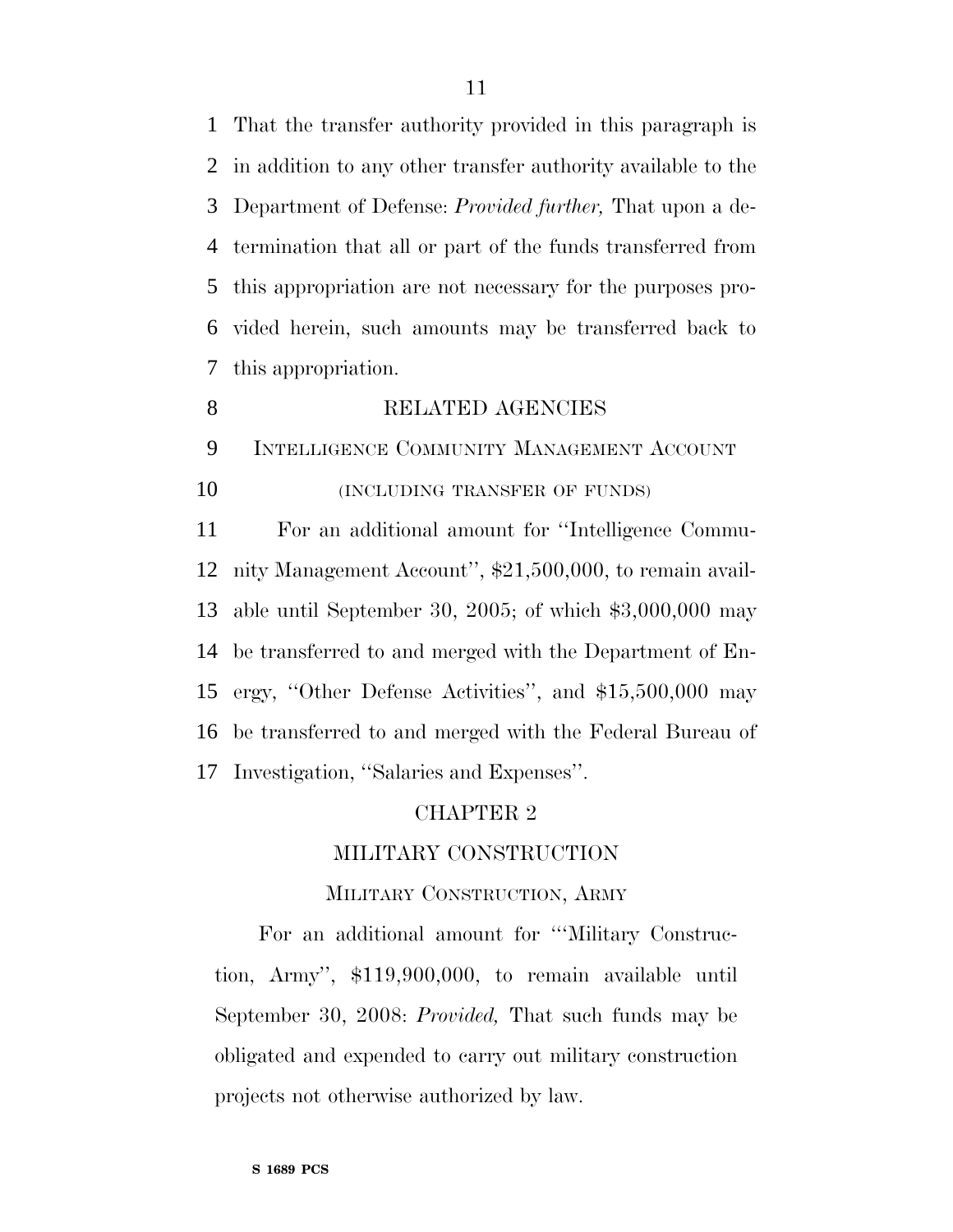That the transfer authority provided in this paragraph is in addition to any other transfer authority available to the Department of Defense: *Provided further,* That upon a determination that all or part of the funds transferred from this appropriation are not necessary for the purposes provided herein, such amounts may be transferred back to this appropriation.

RELATED AGENCIES

INTELLIGENCE COMMUNITY MANAGEMENT ACCOUNT

(INCLUDING TRANSFER OF FUNDS)

For an additional amount for ''Intelligence Community Management Account'', $21,500,000, to remain available until September 30, 2005; of which $3,000,000 may be transferred to and merged with the Department of Energy, ''Other Defense Activities'', and $15,500,000 may be transferred to and merged with the Federal Bureau of Investigation, ''Salaries and Expenses''.

CHAPTER 2

MILITARY CONSTRUCTION

MILITARY CONSTRUCTION, ARMY

For an additional amount for '''Military Construction, Army'', $119,900,000, to remain available until September 30, 2008: *Provided,* That such funds may be obligated and expended to carry out military construction projects not otherwise authorized by law.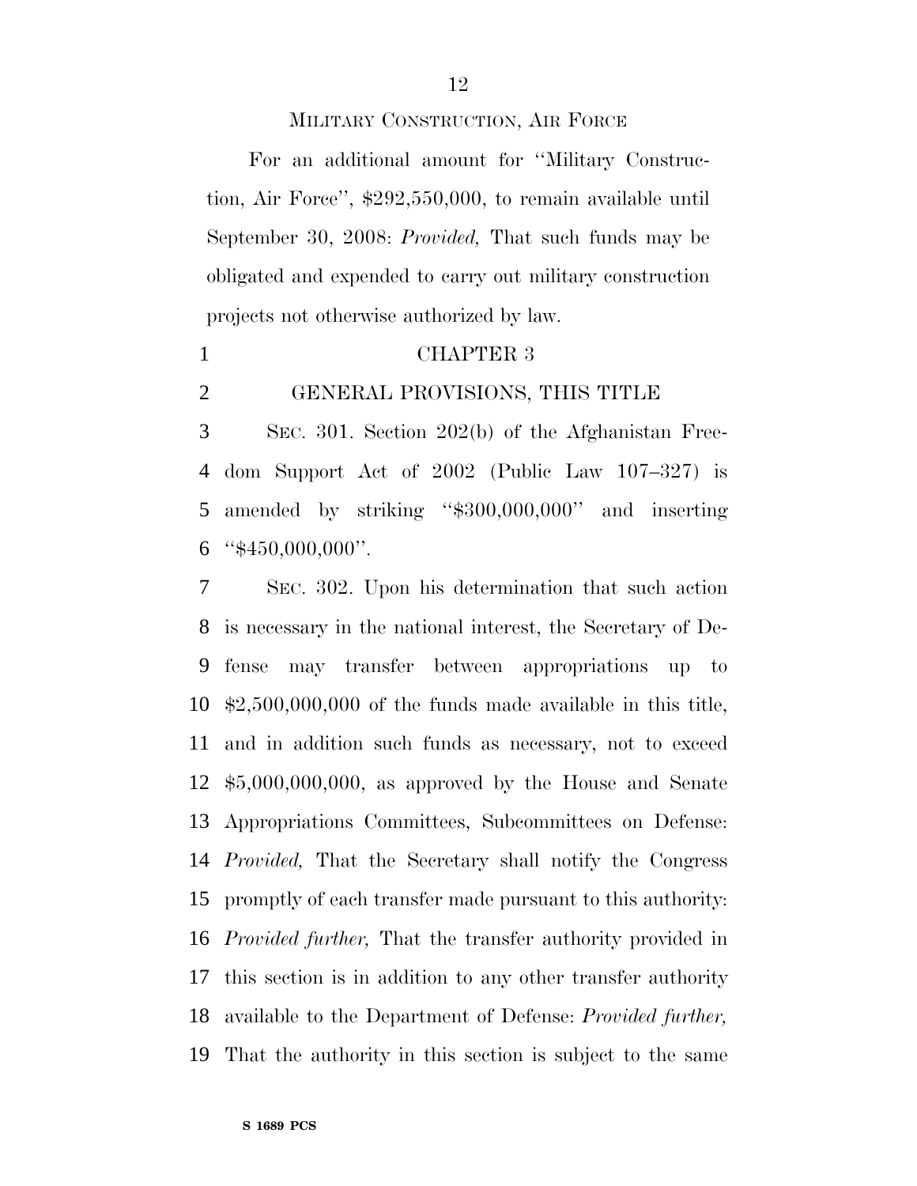MILITARY CONSTRUCTION, AIR FORCE

For an additional amount for ''Military Construction, Air Force'', $292,550,000, to remain available until September 30, 2008: *Provided,* That such funds may be obligated and expended to carry out military construction projects not otherwise authorized by law.

CHAPTER 3

GENERAL PROVISIONS, THIS TITLE

SEC. 301. Section 202(b) of the Afghanistan Freedom Support Act of 2002 (Public Law 107–327) is amended by striking ''$300,000,000'' and inserting ''$450,000,000''.

SEC. 302. Upon his determination that such action is necessary in the national interest, the Secretary of Defense may transfer between appropriations up to $2,500,000,000 of the funds made available in this title, and in addition such funds as necessary, not to exceed $5,000,000,000, as approved by the House and Senate Appropriations Committees, Subcommittees on Defense: *Provided,* That the Secretary shall notify the Congress promptly of each transfer made pursuant to this authority: *Provided further,* That the transfer authority provided in this section is in addition to any other transfer authority available to the Department of Defense: *Provided further,* That the authority in this section is subject to the same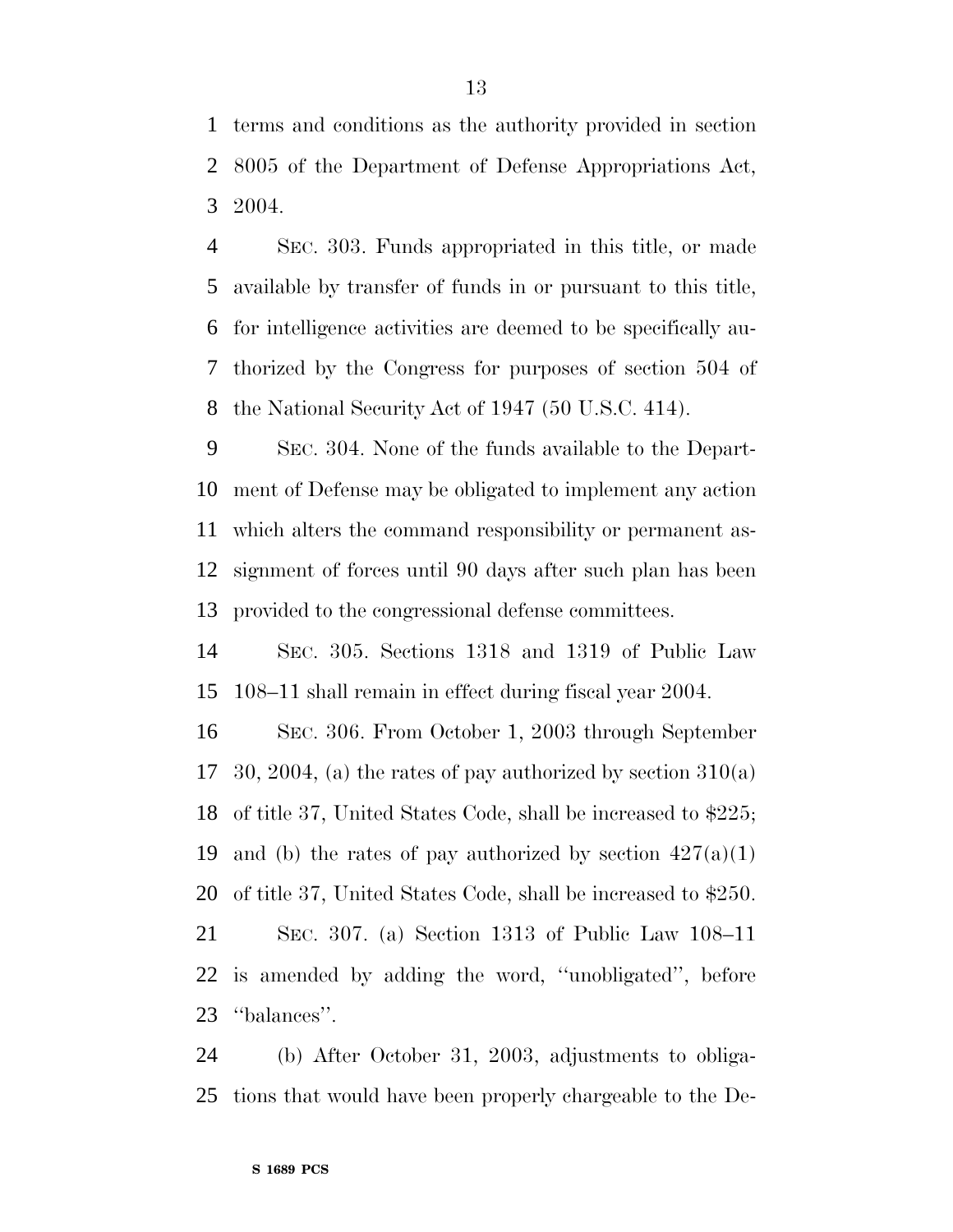terms and conditions as the authority provided in section 8005 of the Department of Defense Appropriations Act, 2004.

SEC. 303. Funds appropriated in this title, or made available by transfer of funds in or pursuant to this title, for intelligence activities are deemed to be specifically authorized by the Congress for purposes of section 504 of the National Security Act of 1947 (50 U.S.C. 414).

SEC. 304. None of the funds available to the Department of Defense may be obligated to implement any action which alters the command responsibility or permanent assignment of forces until 90 days after such plan has been provided to the congressional defense committees.

SEC. 305. Sections 1318 and 1319 of Public Law 108–11 shall remain in effect during fiscal year 2004.

SEC. 306. From October 1, 2003 through September 30, 2004, (a) the rates of pay authorized by section 310(a) of title 37, United States Code, shall be increased to $225; and (b) the rates of pay authorized by section 427(a)(1) of title 37, United States Code, shall be increased to $250.

SEC. 307. (a) Section 1313 of Public Law 108–11 is amended by adding the word, ''unobligated'', before ''balances''.

(b) After October 31, 2003, adjustments to obligations that would have been properly chargeable to the De-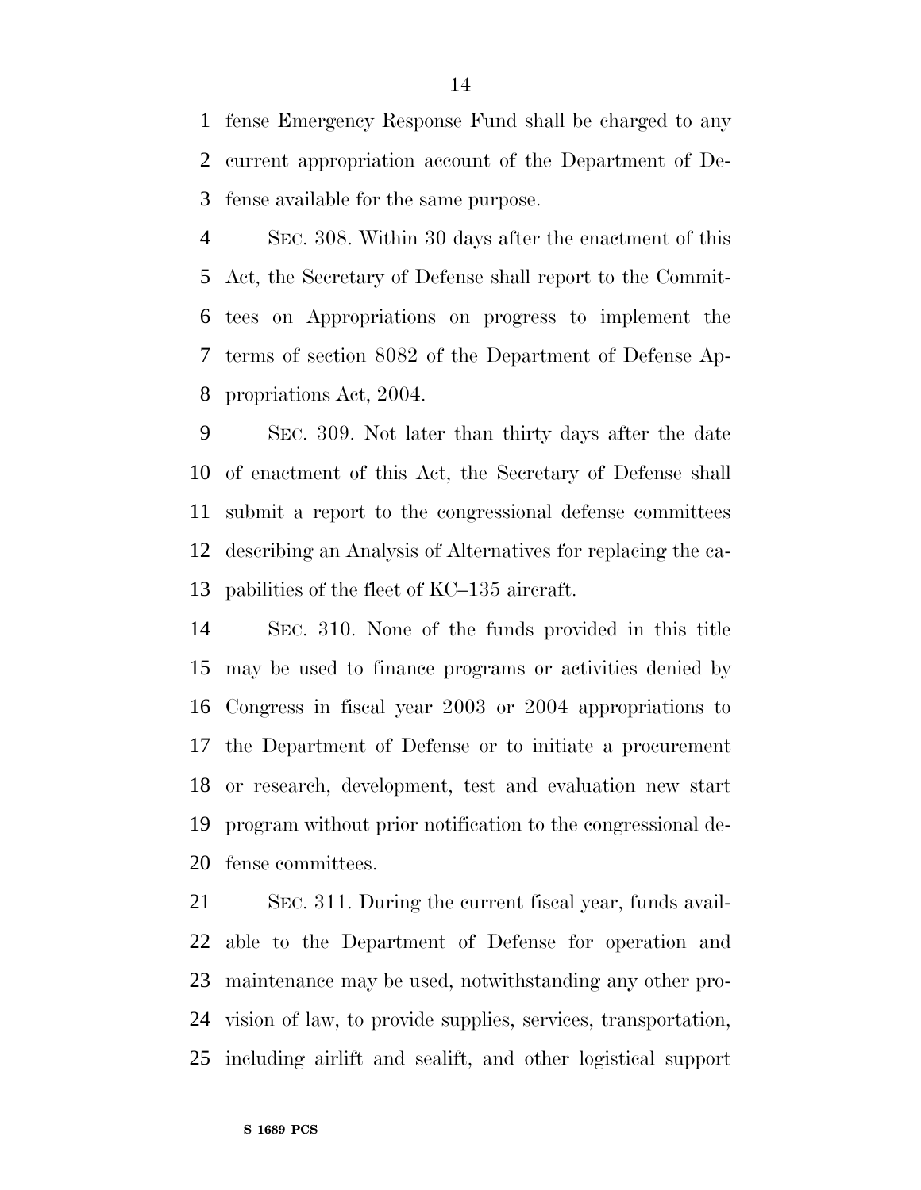fense Emergency Response Fund shall be charged to any current appropriation account of the Department of Defense available for the same purpose.

SEC. 308. Within 30 days after the enactment of this Act, the Secretary of Defense shall report to the Committees on Appropriations on progress to implement the terms of section 8082 of the Department of Defense Appropriations Act, 2004.

SEC. 309. Not later than thirty days after the date of enactment of this Act, the Secretary of Defense shall submit a report to the congressional defense committees describing an Analysis of Alternatives for replacing the capabilities of the fleet of KC–135 aircraft.

SEC. 310. None of the funds provided in this title may be used to finance programs or activities denied by Congress in fiscal year 2003 or 2004 appropriations to the Department of Defense or to initiate a procurement or research, development, test and evaluation new start program without prior notification to the congressional defense committees.

SEC. 311. During the current fiscal year, funds available to the Department of Defense for operation and maintenance may be used, notwithstanding any other provision of law, to provide supplies, services, transportation, including airlift and sealift, and other logistical support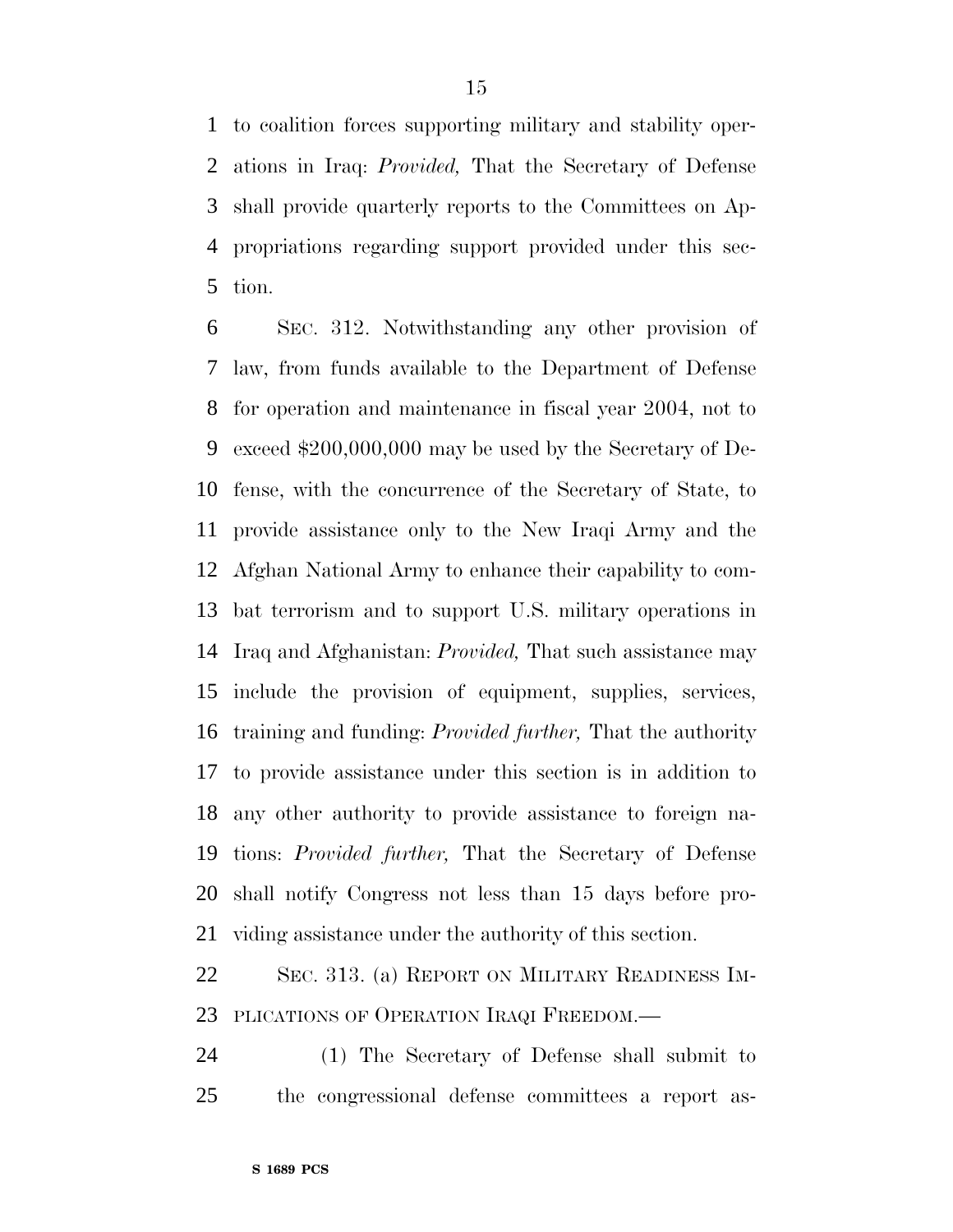to coalition forces supporting military and stability operations in Iraq: *Provided,* That the Secretary of Defense shall provide quarterly reports to the Committees on Appropriations regarding support provided under this section.

SEC. 312. Notwithstanding any other provision of law, from funds available to the Department of Defense for operation and maintenance in fiscal year 2004, not to exceed $200,000,000 may be used by the Secretary of Defense, with the concurrence of the Secretary of State, to provide assistance only to the New Iraqi Army and the Afghan National Army to enhance their capability to combat terrorism and to support U.S. military operations in Iraq and Afghanistan: *Provided,* That such assistance may include the provision of equipment, supplies, services, training and funding: *Provided further,* That the authority to provide assistance under this section is in addition to any other authority to provide assistance to foreign nations: *Provided further,* That the Secretary of Defense shall notify Congress not less than 15 days before providing assistance under the authority of this section.

SEC. 313. (a) REPORT ON MILITARY READINESS IMPLICATIONS OF OPERATION IRAQI FREEDOM.—

(1) The Secretary of Defense shall submit to the congressional defense committees a report as-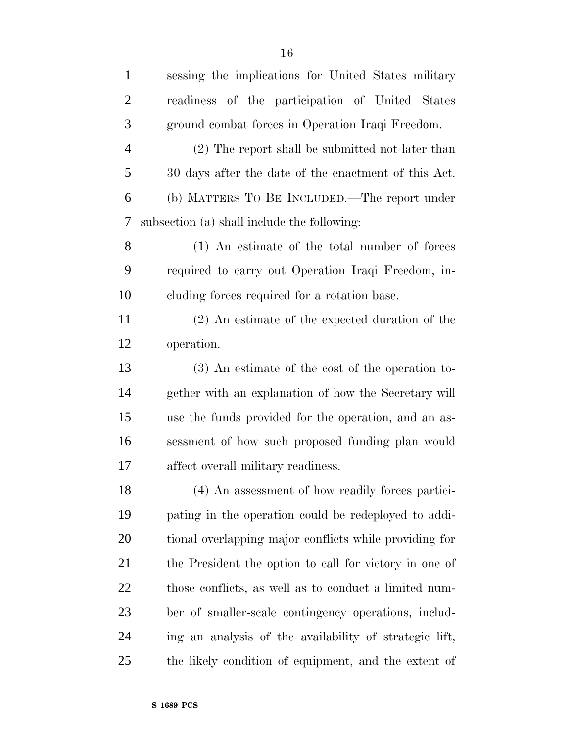sessing the implications for United States military readiness of the participation of United States ground combat forces in Operation Iraqi Freedom.

(2) The report shall be submitted not later than 30 days after the date of the enactment of this Act.

(b) MATTERS TO BE INCLUDED.—The report under subsection (a) shall include the following:

(1) An estimate of the total number of forces required to carry out Operation Iraqi Freedom, including forces required for a rotation base.

(2) An estimate of the expected duration of the operation.

(3) An estimate of the cost of the operation together with an explanation of how the Secretary will use the funds provided for the operation, and an assessment of how such proposed funding plan would affect overall military readiness.

(4) An assessment of how readily forces participating in the operation could be redeployed to additional overlapping major conflicts while providing for the President the option to call for victory in one of those conflicts, as well as to conduct a limited number of smaller-scale contingency operations, including an analysis of the availability of strategic lift, the likely condition of equipment, and the extent of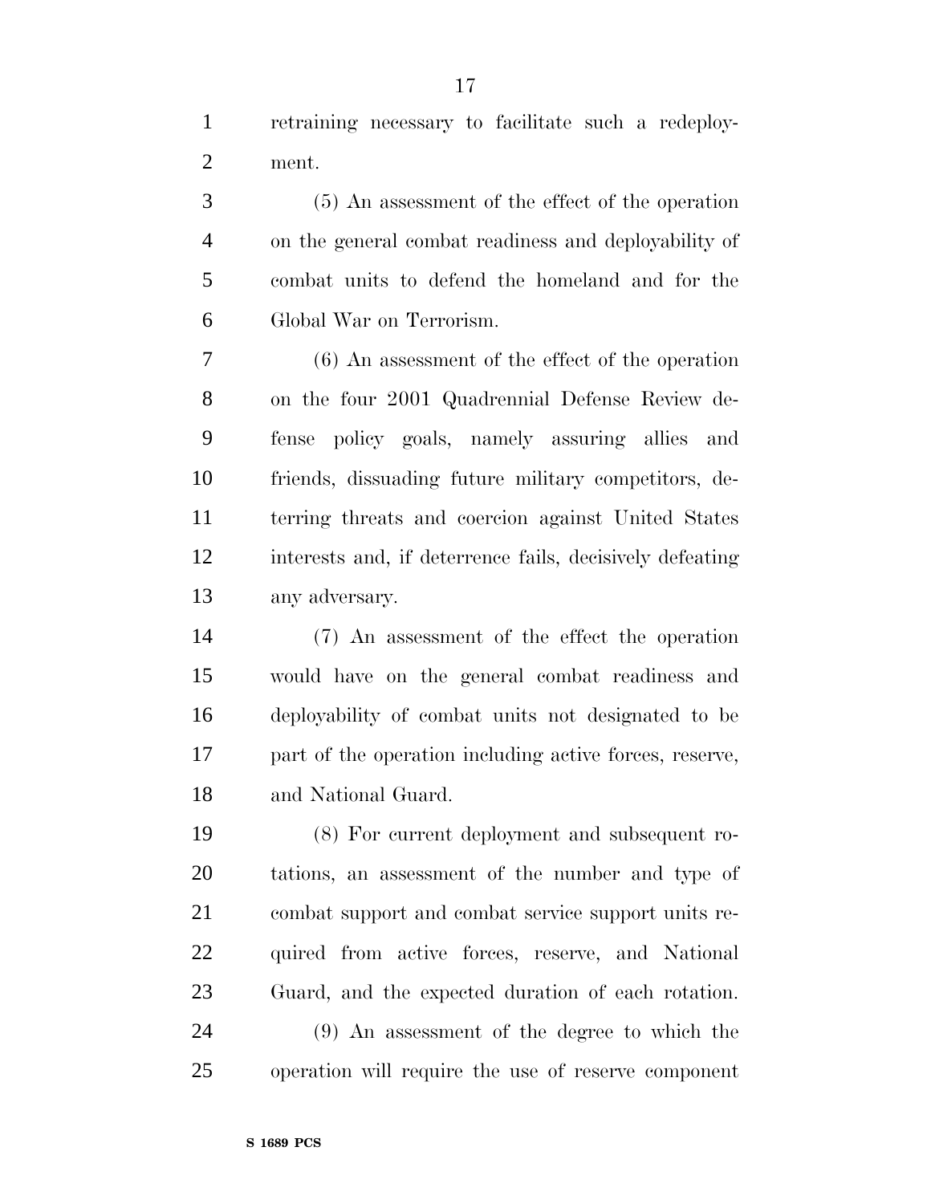retraining necessary to facilitate such a redeployment.

(5) An assessment of the effect of the operation on the general combat readiness and deployability of combat units to defend the homeland and for the Global War on Terrorism.

(6) An assessment of the effect of the operation on the four 2001 Quadrennial Defense Review defense policy goals, namely assuring allies and friends, dissuading future military competitors, deterring threats and coercion against United States interests and, if deterrence fails, decisively defeating any adversary.

(7) An assessment of the effect the operation would have on the general combat readiness and deployability of combat units not designated to be part of the operation including active forces, reserve, and National Guard.

(8) For current deployment and subsequent rotations, an assessment of the number and type of combat support and combat service support units required from active forces, reserve, and National Guard, and the expected duration of each rotation.

(9) An assessment of the degree to which the operation will require the use of reserve component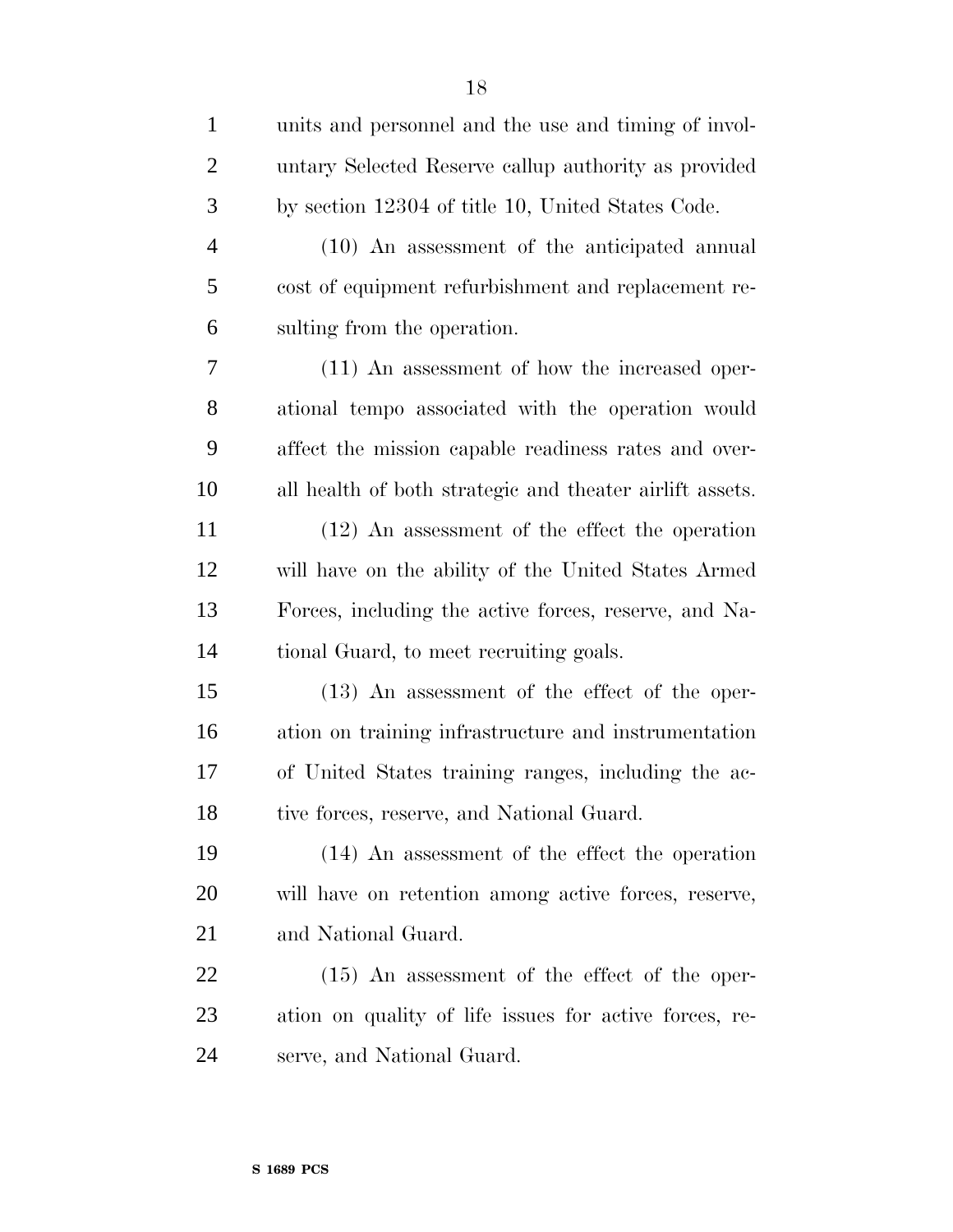units and personnel and the use and timing of involuntary Selected Reserve callup authority as provided by section 12304 of title 10, United States Code.

(10) An assessment of the anticipated annual cost of equipment refurbishment and replacement resulting from the operation.

(11) An assessment of how the increased operational tempo associated with the operation would affect the mission capable readiness rates and overall health of both strategic and theater airlift assets.

(12) An assessment of the effect the operation will have on the ability of the United States Armed Forces, including the active forces, reserve, and National Guard, to meet recruiting goals.

(13) An assessment of the effect of the operation on training infrastructure and instrumentation of United States training ranges, including the active forces, reserve, and National Guard.

(14) An assessment of the effect the operation will have on retention among active forces, reserve, and National Guard.

(15) An assessment of the effect of the operation on quality of life issues for active forces, reserve, and National Guard.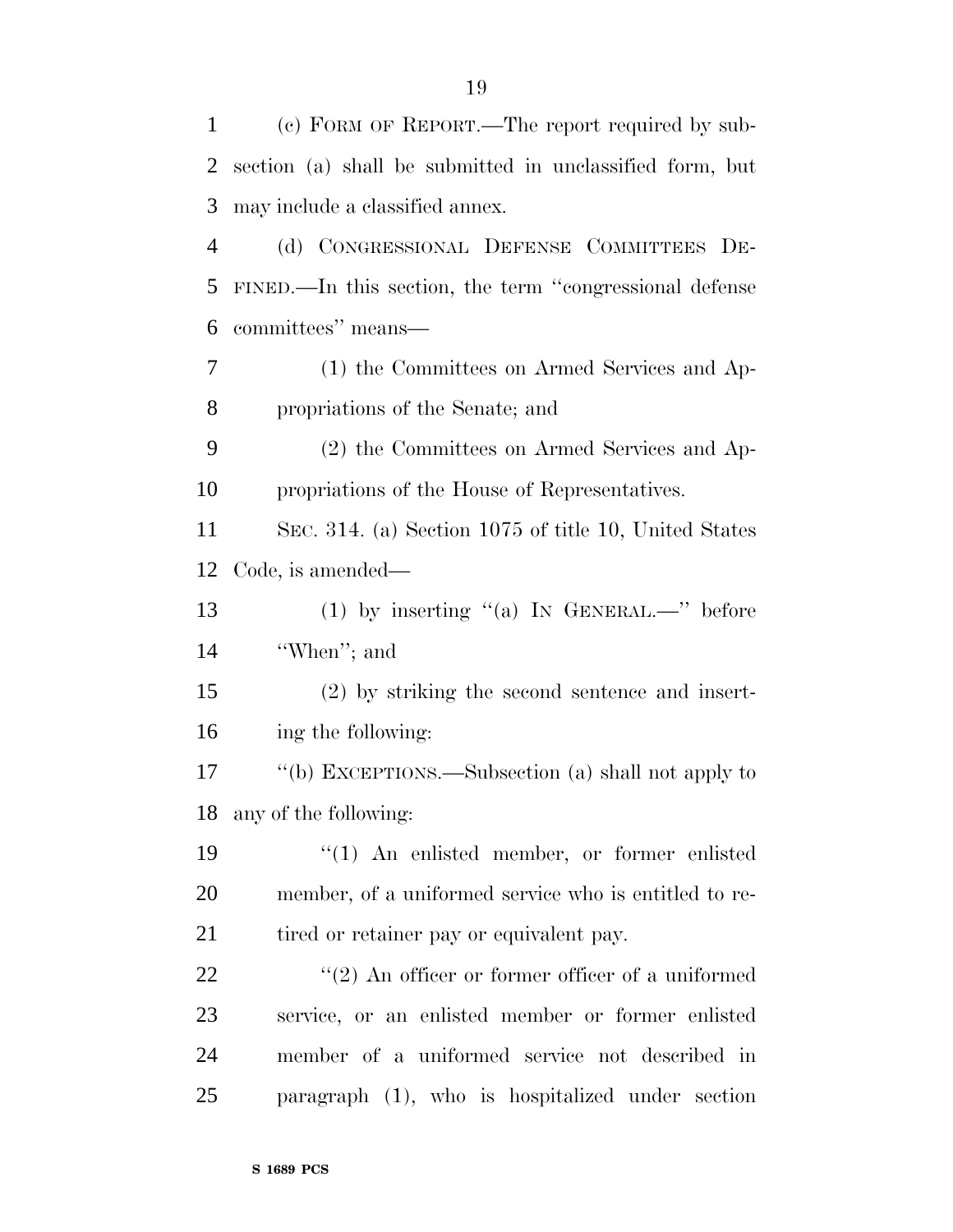(c) FORM OF REPORT.—The report required by subsection (a) shall be submitted in unclassified form, but may include a classified annex.

(d) CONGRESSIONAL DEFENSE COMMITTEES DEFINED.—In this section, the term "congressional defense committees" means—

(1) the Committees on Armed Services and Appropriations of the Senate; and

(2) the Committees on Armed Services and Appropriations of the House of Representatives.

SEC. 314. (a) Section 1075 of title 10, United States Code, is amended—

(1) by inserting "(a) IN GENERAL.—" before "When"; and

(2) by striking the second sentence and inserting the following:

"(b) EXCEPTIONS.—Subsection (a) shall not apply to any of the following:

"(1) An enlisted member, or former enlisted member, of a uniformed service who is entitled to retired or retainer pay or equivalent pay.

"(2) An officer or former officer of a uniformed service, or an enlisted member or former enlisted member of a uniformed service not described in paragraph (1), who is hospitalized under section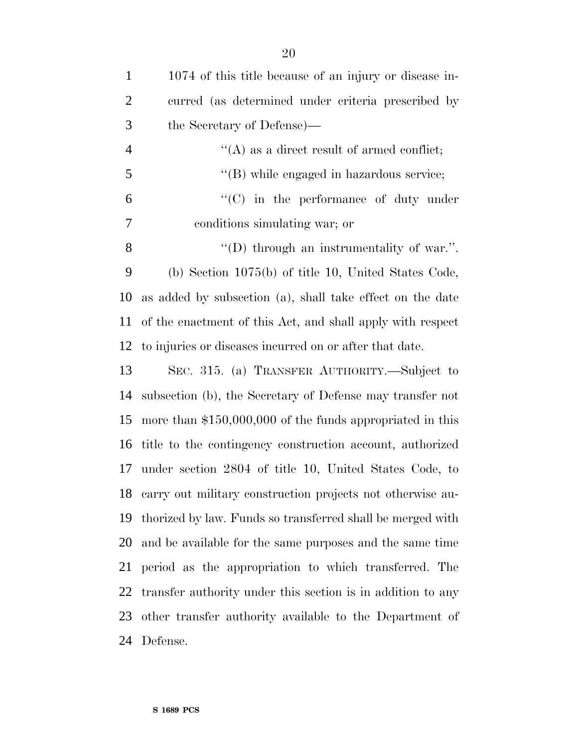1074 of this title because of an injury or disease incurred (as determined under criteria prescribed by the Secretary of Defense)—

''(A) as a direct result of armed conflict;

''(B) while engaged in hazardous service;

''(C) in the performance of duty under conditions simulating war; or

''(D) through an instrumentality of war.''.

(b) Section 1075(b) of title 10, United States Code, as added by subsection (a), shall take effect on the date of the enactment of this Act, and shall apply with respect to injuries or diseases incurred on or after that date.

SEC. 315. (a) TRANSFER AUTHORITY.—Subject to subsection (b), the Secretary of Defense may transfer not more than $150,000,000 of the funds appropriated in this title to the contingency construction account, authorized under section 2804 of title 10, United States Code, to carry out military construction projects not otherwise authorized by law. Funds so transferred shall be merged with and be available for the same purposes and the same time period as the appropriation to which transferred. The transfer authority under this section is in addition to any other transfer authority available to the Department of Defense.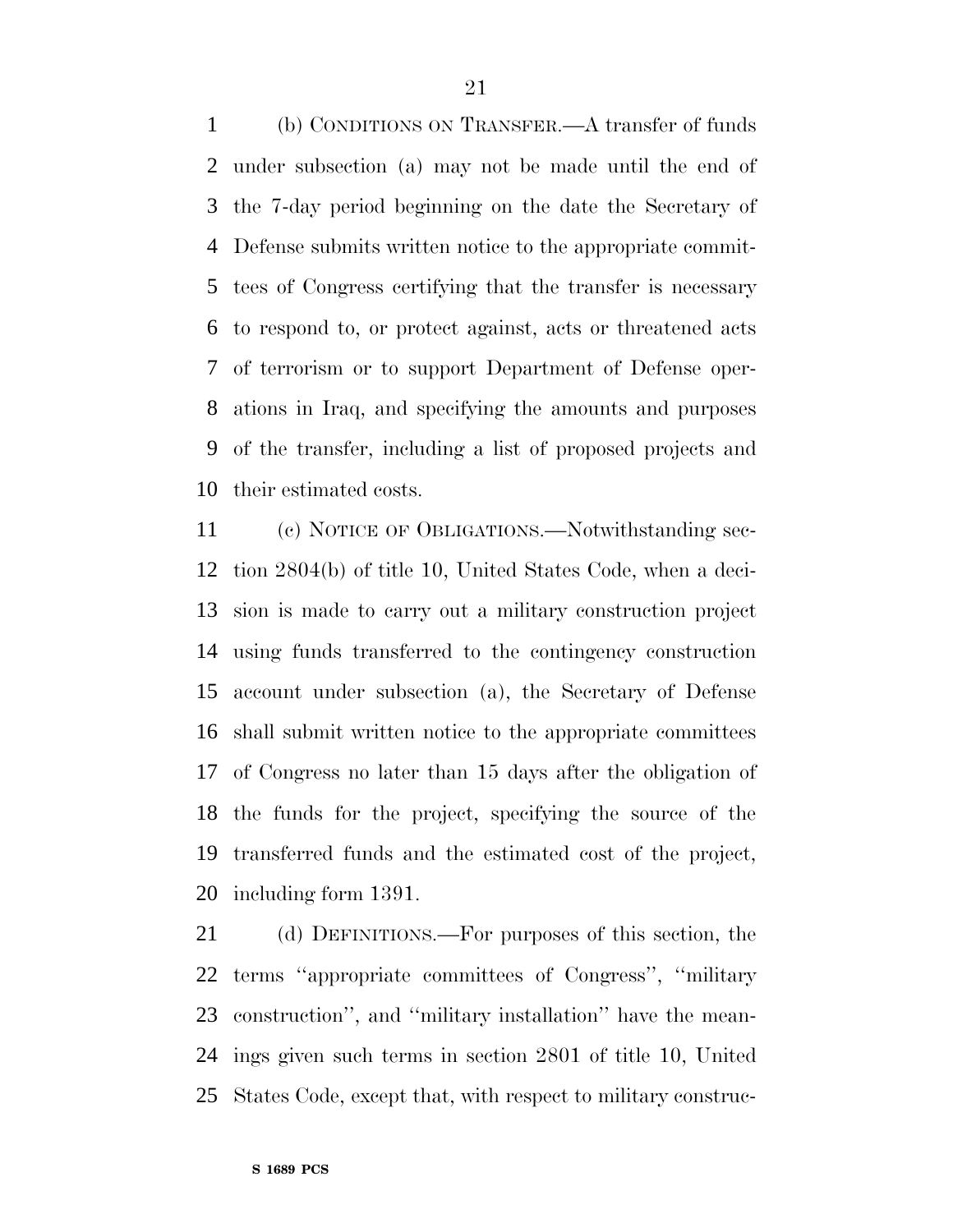(b) CONDITIONS ON TRANSFER.—A transfer of funds under subsection (a) may not be made until the end of the 7-day period beginning on the date the Secretary of Defense submits written notice to the appropriate committees of Congress certifying that the transfer is necessary to respond to, or protect against, acts or threatened acts of terrorism or to support Department of Defense operations in Iraq, and specifying the amounts and purposes of the transfer, including a list of proposed projects and their estimated costs.

(c) NOTICE OF OBLIGATIONS.—Notwithstanding section 2804(b) of title 10, United States Code, when a decision is made to carry out a military construction project using funds transferred to the contingency construction account under subsection (a), the Secretary of Defense shall submit written notice to the appropriate committees of Congress no later than 15 days after the obligation of the funds for the project, specifying the source of the transferred funds and the estimated cost of the project, including form 1391.

(d) DEFINITIONS.—For purposes of this section, the terms ''appropriate committees of Congress'', ''military construction'', and ''military installation'' have the meanings given such terms in section 2801 of title 10, United States Code, except that, with respect to military construc-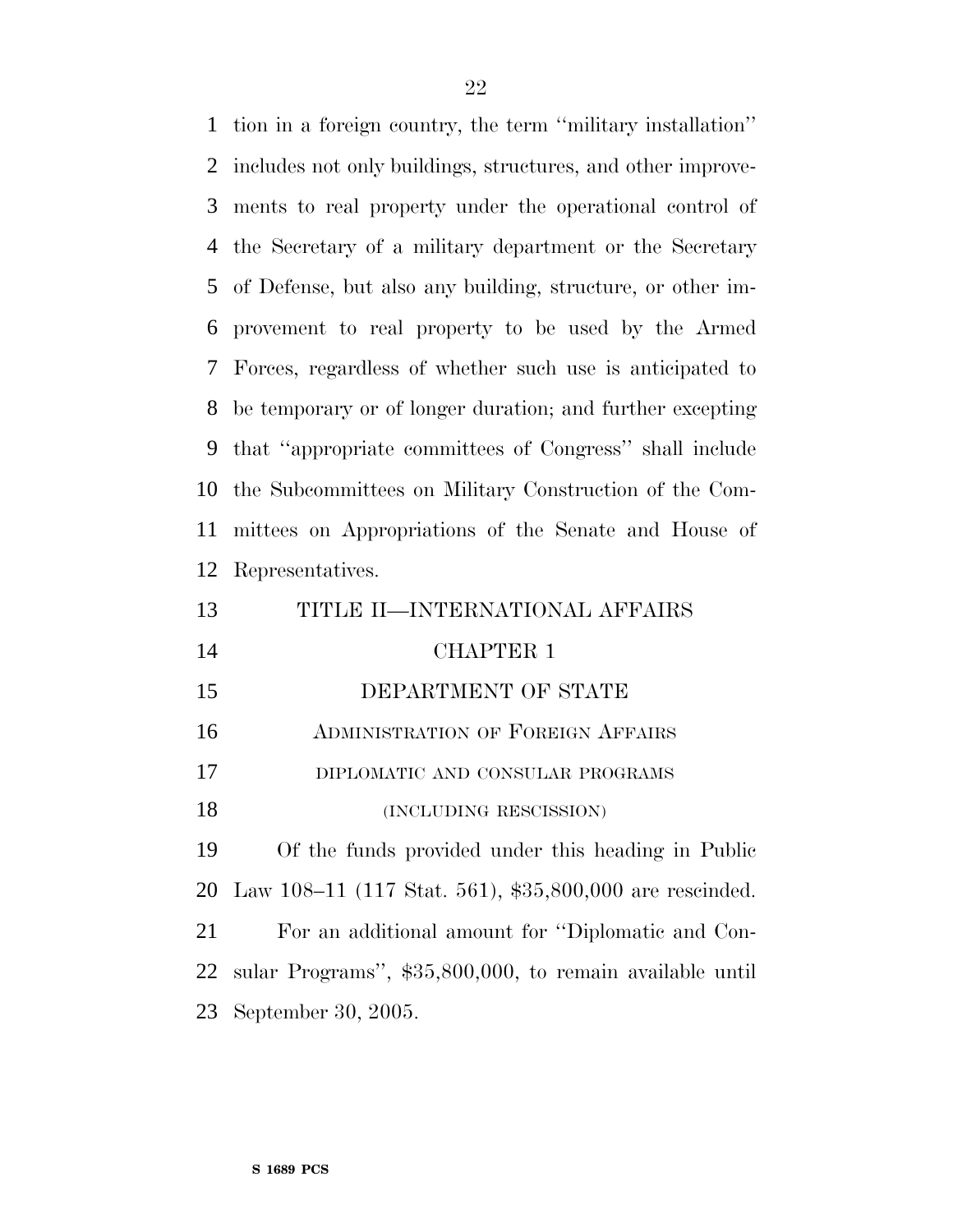tion in a foreign country, the term ''military installation'' includes not only buildings, structures, and other improvements to real property under the operational control of the Secretary of a military department or the Secretary of Defense, but also any building, structure, or other improvement to real property to be used by the Armed Forces, regardless of whether such use is anticipated to be temporary or of longer duration; and further excepting that ''appropriate committees of Congress'' shall include the Subcommittees on Military Construction of the Committees on Appropriations of the Senate and House of Representatives.

# TITLE II—INTERNATIONAL AFFAIRS

## CHAPTER 1

## DEPARTMENT OF STATE

### ADMINISTRATION OF FOREIGN AFFAIRS

#### DIPLOMATIC AND CONSULAR PROGRAMS

#### (INCLUDING RESCISSION)

Of the funds provided under this heading in Public Law 108–11 (117 Stat. 561), $35,800,000 are rescinded.

For an additional amount for ''Diplomatic and Consular Programs'', $35,800,000, to remain available until September 30, 2005.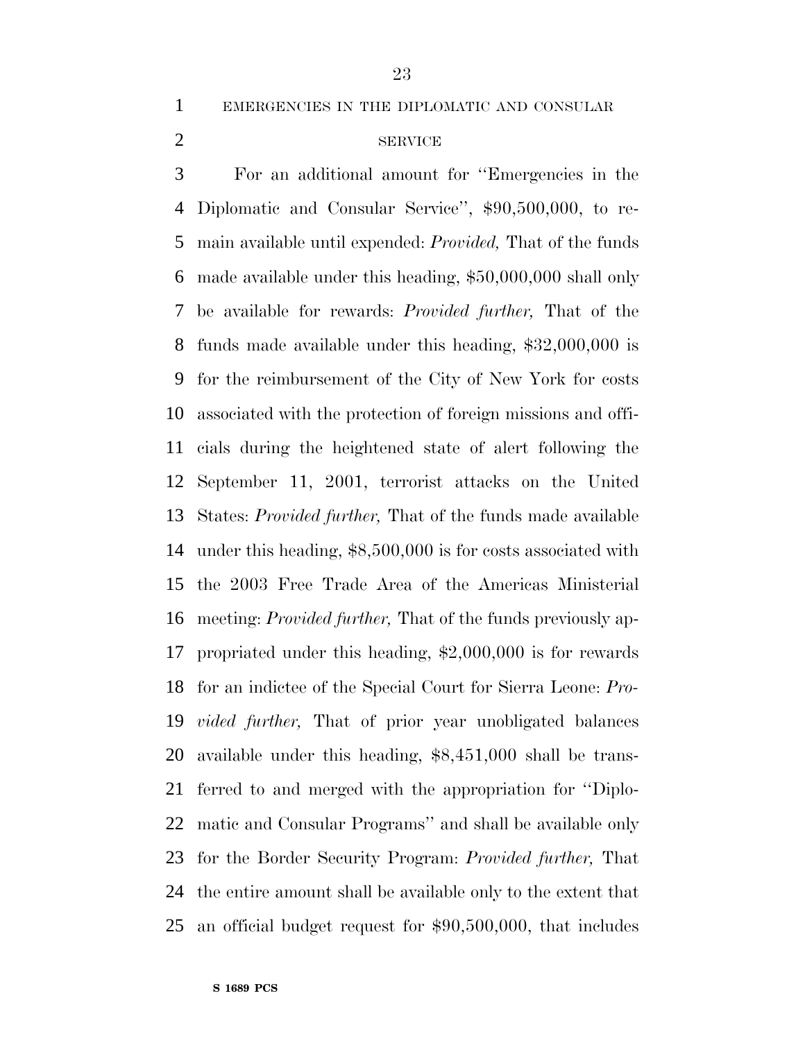EMERGENCIES IN THE DIPLOMATIC AND CONSULAR SERVICE

For an additional amount for ''Emergencies in the Diplomatic and Consular Service'', $90,500,000, to remain available until expended: *Provided,* That of the funds made available under this heading, $50,000,000 shall only be available for rewards: *Provided further,* That of the funds made available under this heading, $32,000,000 is for the reimbursement of the City of New York for costs associated with the protection of foreign missions and officials during the heightened state of alert following the September 11, 2001, terrorist attacks on the United States: *Provided further,* That of the funds made available under this heading, $8,500,000 is for costs associated with the 2003 Free Trade Area of the Americas Ministerial meeting: *Provided further,* That of the funds previously appropriated under this heading, $2,000,000 is for rewards for an indictee of the Special Court for Sierra Leone: *Provided further,* That of prior year unobligated balances available under this heading, $8,451,000 shall be transferred to and merged with the appropriation for ''Diplomatic and Consular Programs'' and shall be available only for the Border Security Program: *Provided further,* That the entire amount shall be available only to the extent that an official budget request for $90,500,000, that includes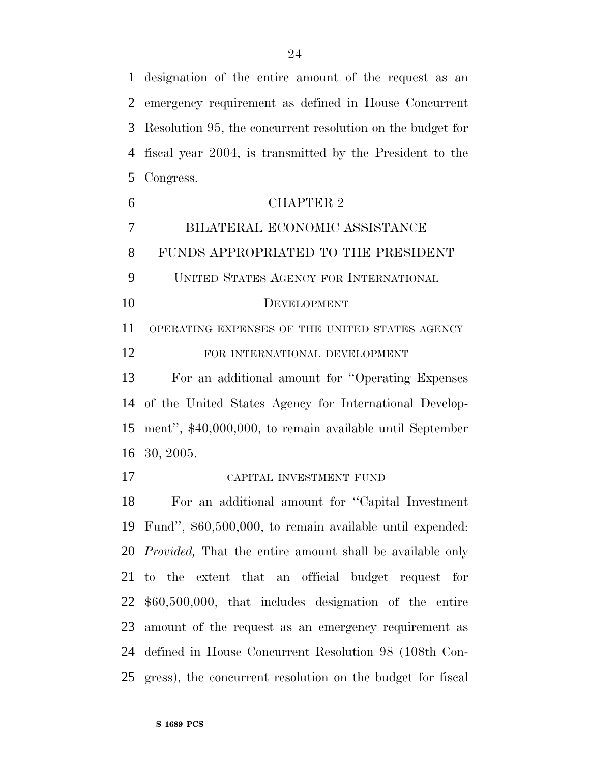designation of the entire amount of the request as an emergency requirement as defined in House Concurrent Resolution 95, the concurrent resolution on the budget for fiscal year 2004, is transmitted by the President to the Congress.

## CHAPTER 2

## BILATERAL ECONOMIC ASSISTANCE

## FUNDS APPROPRIATED TO THE PRESIDENT

### UNITED STATES AGENCY FOR INTERNATIONAL DEVELOPMENT

#### OPERATING EXPENSES OF THE UNITED STATES AGENCY FOR INTERNATIONAL DEVELOPMENT

For an additional amount for ''Operating Expenses of the United States Agency for International Development'', $40,000,000, to remain available until September 30, 2005.

#### CAPITAL INVESTMENT FUND

For an additional amount for ''Capital Investment Fund'', $60,500,000, to remain available until expended: *Provided,* That the entire amount shall be available only to the extent that an official budget request for $60,500,000, that includes designation of the entire amount of the request as an emergency requirement as defined in House Concurrent Resolution 98 (108th Congress), the concurrent resolution on the budget for fiscal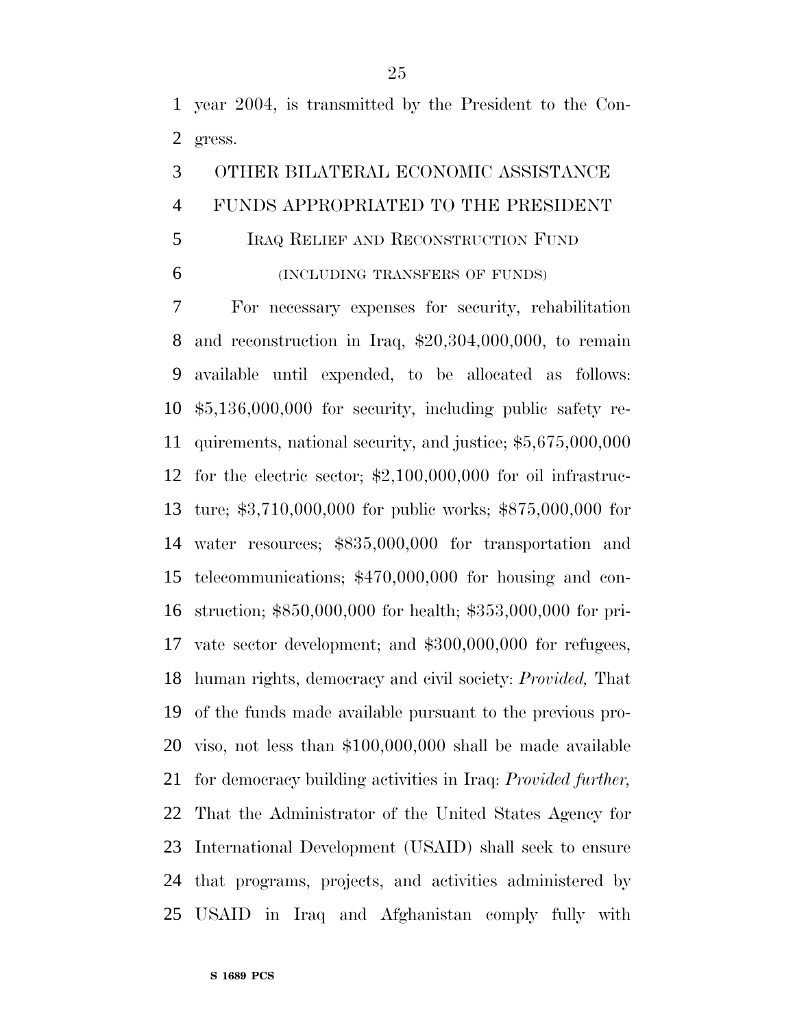year 2004, is transmitted by the President to the Congress.

OTHER BILATERAL ECONOMIC ASSISTANCE

FUNDS APPROPRIATED TO THE PRESIDENT

IRAQ RELIEF AND RECONSTRUCTION FUND

(INCLUDING TRANSFERS OF FUNDS)

For necessary expenses for security, rehabilitation and reconstruction in Iraq, $20,304,000,000, to remain available until expended, to be allocated as follows: $5,136,000,000 for security, including public safety requirements, national security, and justice; $5,675,000,000 for the electric sector; $2,100,000,000 for oil infrastructure; $3,710,000,000 for public works; $875,000,000 for water resources; $835,000,000 for transportation and telecommunications; $470,000,000 for housing and construction; $850,000,000 for health; $353,000,000 for private sector development; and $300,000,000 for refugees, human rights, democracy and civil society: *Provided,* That of the funds made available pursuant to the previous proviso, not less than $100,000,000 shall be made available for democracy building activities in Iraq: *Provided further,* That the Administrator of the United States Agency for International Development (USAID) shall seek to ensure that programs, projects, and activities administered by USAID in Iraq and Afghanistan comply fully with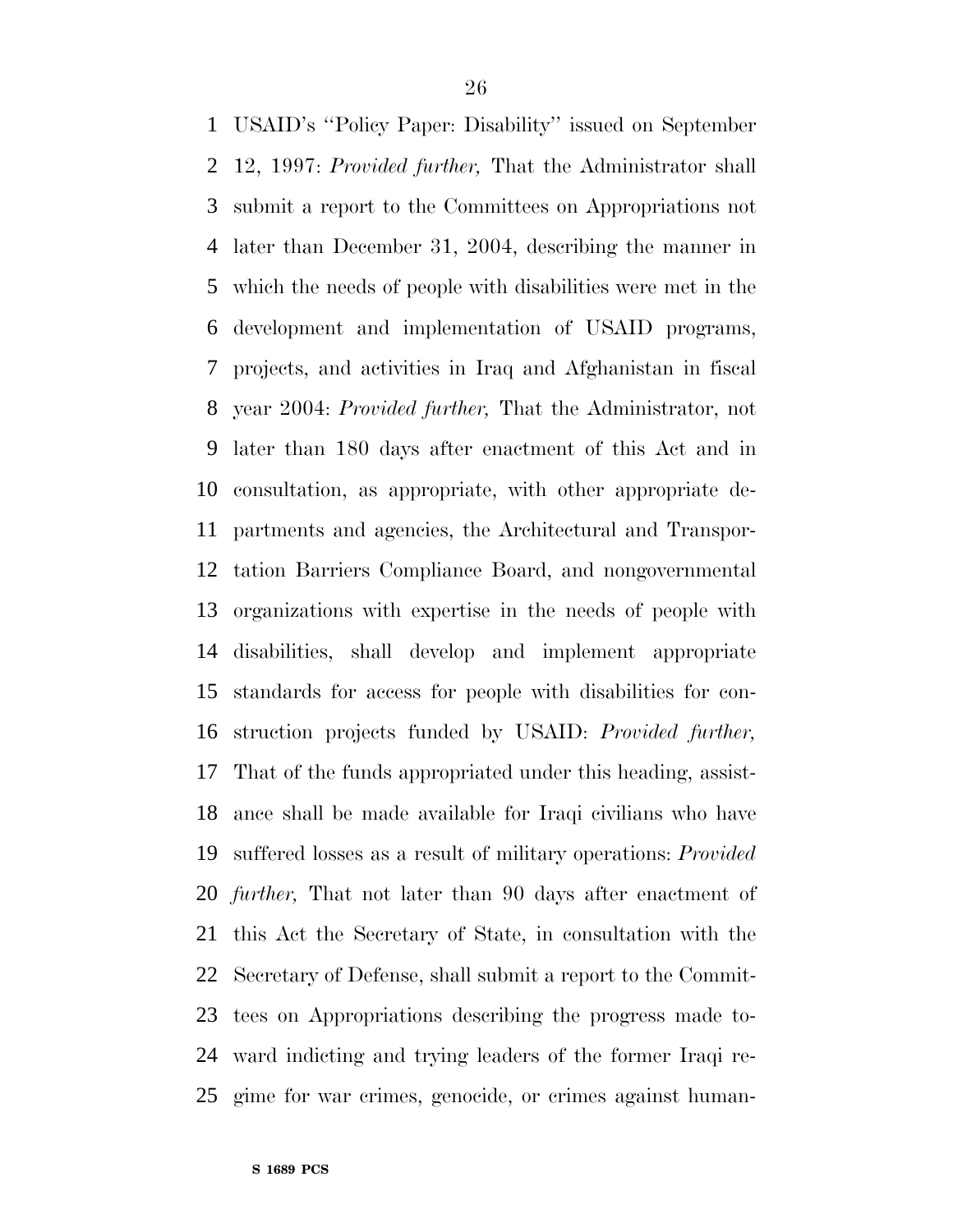USAID's "Policy Paper: Disability" issued on September 12, 1997: *Provided further,* That the Administrator shall submit a report to the Committees on Appropriations not later than December 31, 2004, describing the manner in which the needs of people with disabilities were met in the development and implementation of USAID programs, projects, and activities in Iraq and Afghanistan in fiscal year 2004: *Provided further,* That the Administrator, not later than 180 days after enactment of this Act and in consultation, as appropriate, with other appropriate departments and agencies, the Architectural and Transportation Barriers Compliance Board, and nongovernmental organizations with expertise in the needs of people with disabilities, shall develop and implement appropriate standards for access for people with disabilities for construction projects funded by USAID: *Provided further,* That of the funds appropriated under this heading, assistance shall be made available for Iraqi civilians who have suffered losses as a result of military operations: *Provided further,* That not later than 90 days after enactment of this Act the Secretary of State, in consultation with the Secretary of Defense, shall submit a report to the Committees on Appropriations describing the progress made toward indicting and trying leaders of the former Iraqi regime for war crimes, genocide, or crimes against human-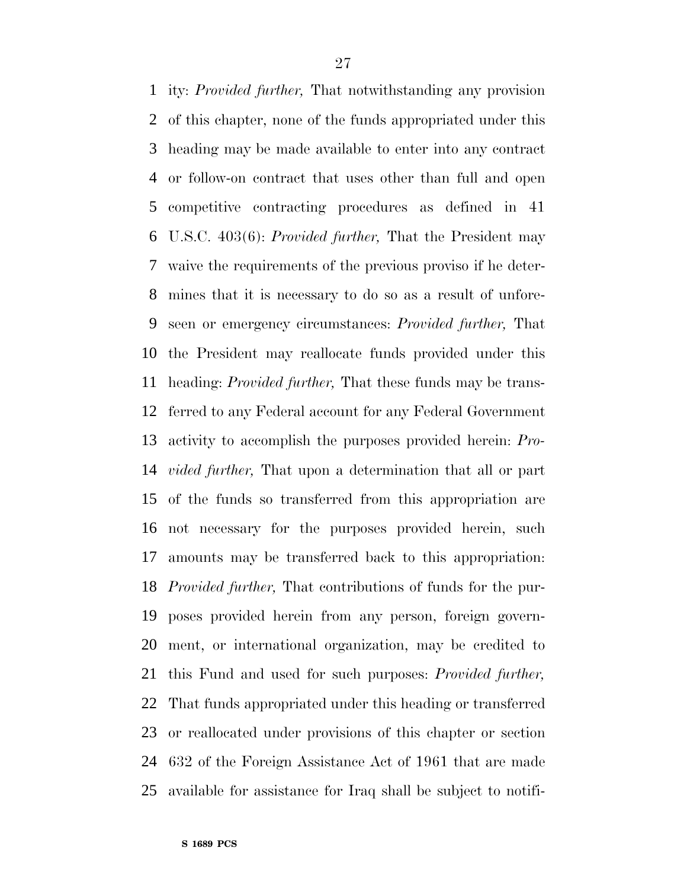ity: *Provided further,* That notwithstanding any provision of this chapter, none of the funds appropriated under this heading may be made available to enter into any contract or follow-on contract that uses other than full and open competitive contracting procedures as defined in 41 U.S.C. 403(6): *Provided further,* That the President may waive the requirements of the previous proviso if he determines that it is necessary to do so as a result of unforeseen or emergency circumstances: *Provided further,* That the President may reallocate funds provided under this heading: *Provided further,* That these funds may be transferred to any Federal account for any Federal Government activity to accomplish the purposes provided herein: *Provided further,* That upon a determination that all or part of the funds so transferred from this appropriation are not necessary for the purposes provided herein, such amounts may be transferred back to this appropriation: *Provided further,* That contributions of funds for the purposes provided herein from any person, foreign government, or international organization, may be credited to this Fund and used for such purposes: *Provided further,* That funds appropriated under this heading or transferred or reallocated under provisions of this chapter or section 632 of the Foreign Assistance Act of 1961 that are made available for assistance for Iraq shall be subject to notifi-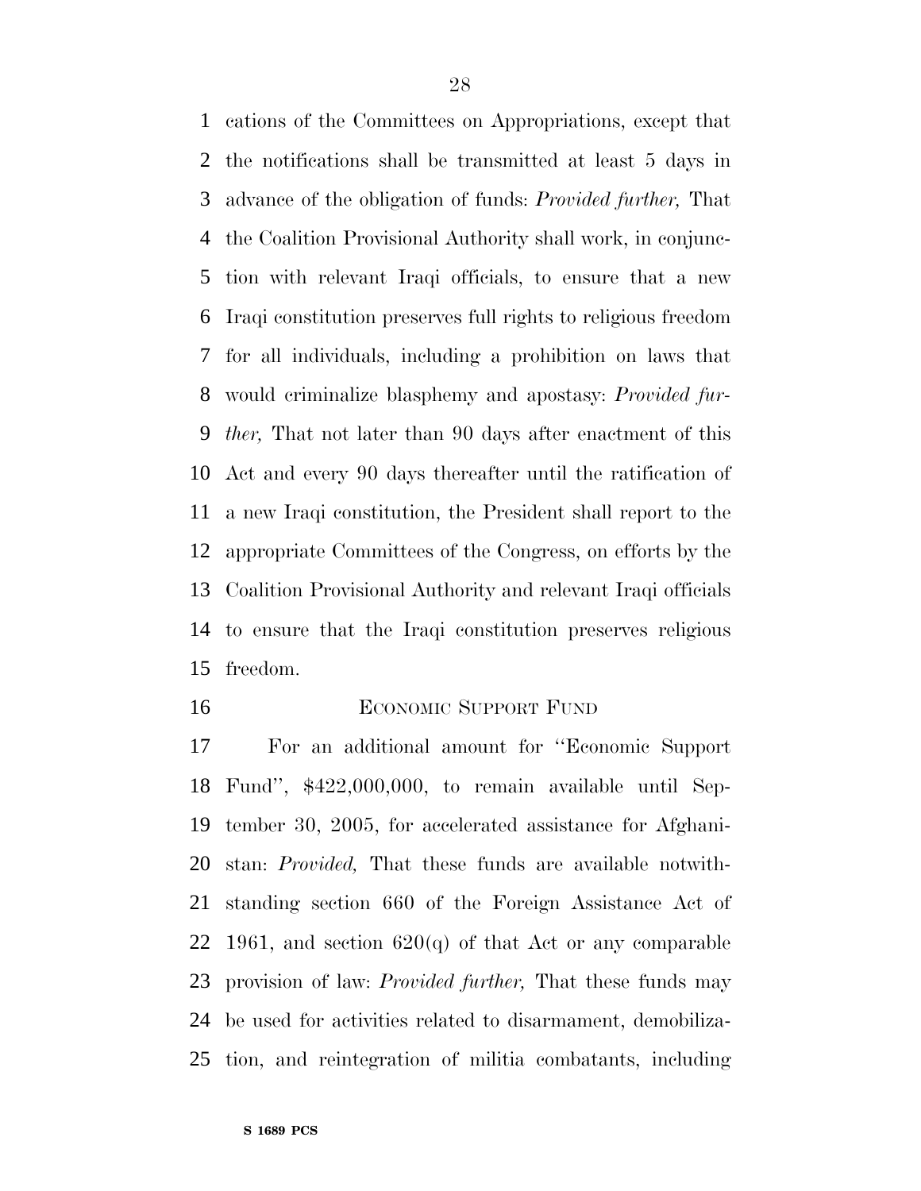cations of the Committees on Appropriations, except that the notifications shall be transmitted at least 5 days in advance of the obligation of funds: *Provided further,* That the Coalition Provisional Authority shall work, in conjunction with relevant Iraqi officials, to ensure that a new Iraqi constitution preserves full rights to religious freedom for all individuals, including a prohibition on laws that would criminalize blasphemy and apostasy: *Provided further,* That not later than 90 days after enactment of this Act and every 90 days thereafter until the ratification of a new Iraqi constitution, the President shall report to the appropriate Committees of the Congress, on efforts by the Coalition Provisional Authority and relevant Iraqi officials to ensure that the Iraqi constitution preserves religious freedom.

ECONOMIC SUPPORT FUND

For an additional amount for ''Economic Support Fund'', $422,000,000, to remain available until September 30, 2005, for accelerated assistance for Afghanistan: *Provided,* That these funds are available notwithstanding section 660 of the Foreign Assistance Act of 1961, and section 620(q) of that Act or any comparable provision of law: *Provided further,* That these funds may be used for activities related to disarmament, demobilization, and reintegration of militia combatants, including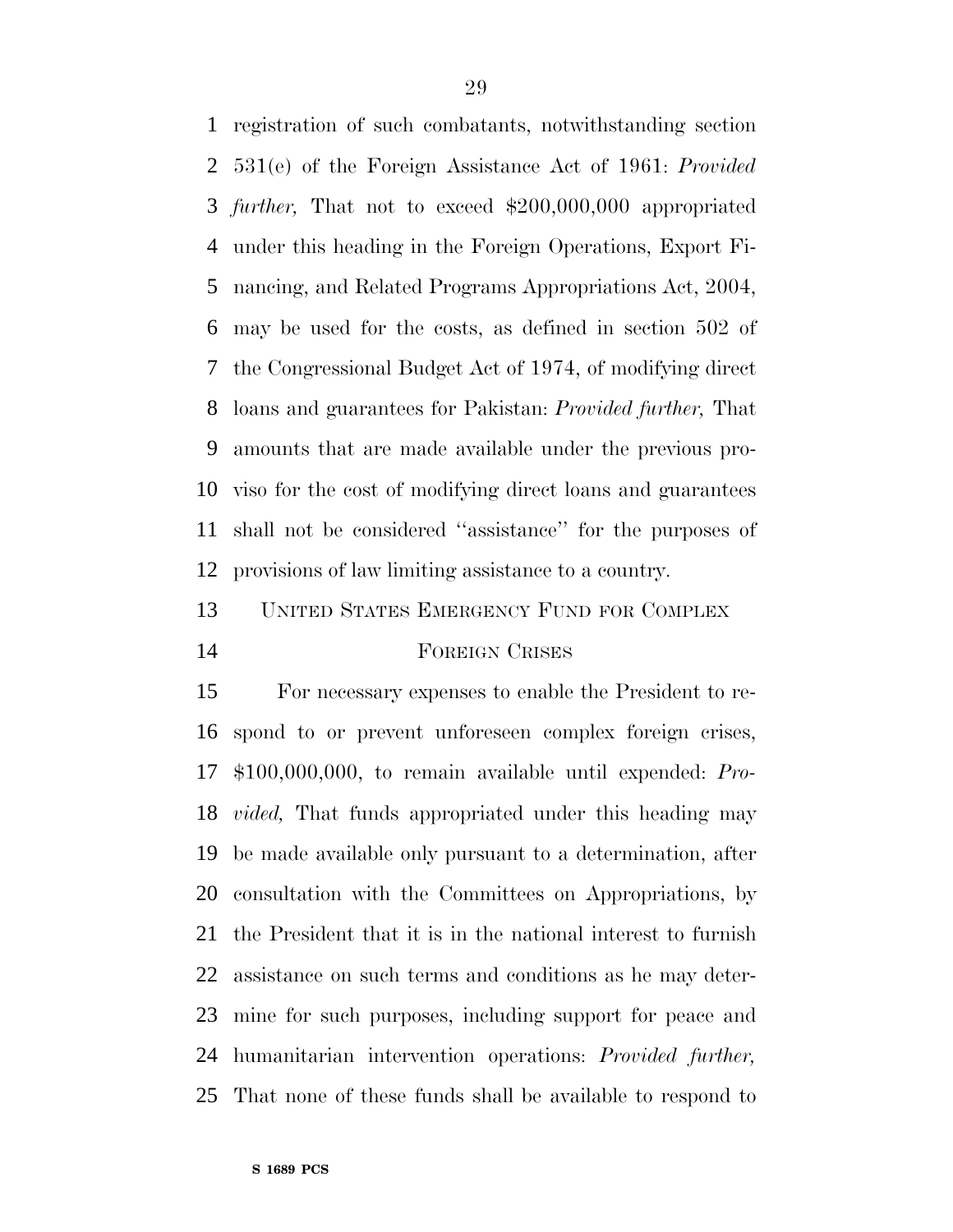registration of such combatants, notwithstanding section 531(e) of the Foreign Assistance Act of 1961: *Provided further,* That not to exceed $200,000,000 appropriated under this heading in the Foreign Operations, Export Financing, and Related Programs Appropriations Act, 2004, may be used for the costs, as defined in section 502 of the Congressional Budget Act of 1974, of modifying direct loans and guarantees for Pakistan: *Provided further,* That amounts that are made available under the previous proviso for the cost of modifying direct loans and guarantees shall not be considered ''assistance'' for the purposes of provisions of law limiting assistance to a country.

UNITED STATES EMERGENCY FUND FOR COMPLEX FOREIGN CRISES

For necessary expenses to enable the President to respond to or prevent unforeseen complex foreign crises, $100,000,000, to remain available until expended: *Provided,* That funds appropriated under this heading may be made available only pursuant to a determination, after consultation with the Committees on Appropriations, by the President that it is in the national interest to furnish assistance on such terms and conditions as he may determine for such purposes, including support for peace and humanitarian intervention operations: *Provided further,* That none of these funds shall be available to respond to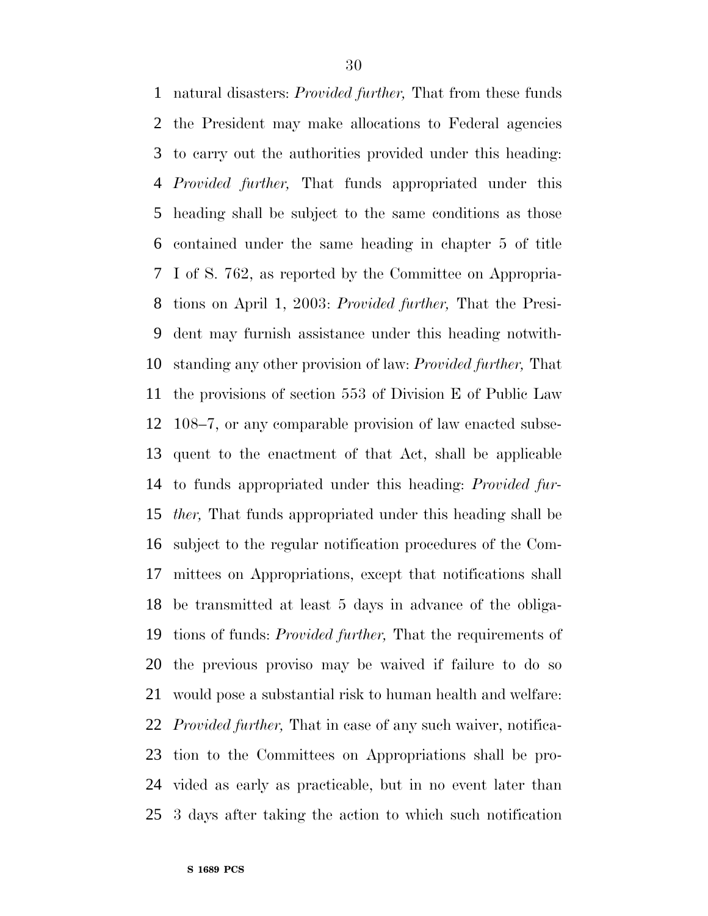natural disasters: *Provided further,* That from these funds the President may make allocations to Federal agencies to carry out the authorities provided under this heading: *Provided further,* That funds appropriated under this heading shall be subject to the same conditions as those contained under the same heading in chapter 5 of title I of S. 762, as reported by the Committee on Appropriations on April 1, 2003: *Provided further,* That the President may furnish assistance under this heading notwithstanding any other provision of law: *Provided further,* That the provisions of section 553 of Division E of Public Law 108–7, or any comparable provision of law enacted subsequent to the enactment of that Act, shall be applicable to funds appropriated under this heading: *Provided further,* That funds appropriated under this heading shall be subject to the regular notification procedures of the Committees on Appropriations, except that notifications shall be transmitted at least 5 days in advance of the obligations of funds: *Provided further,* That the requirements of the previous proviso may be waived if failure to do so would pose a substantial risk to human health and welfare: *Provided further,* That in case of any such waiver, notification to the Committees on Appropriations shall be provided as early as practicable, but in no event later than 3 days after taking the action to which such notification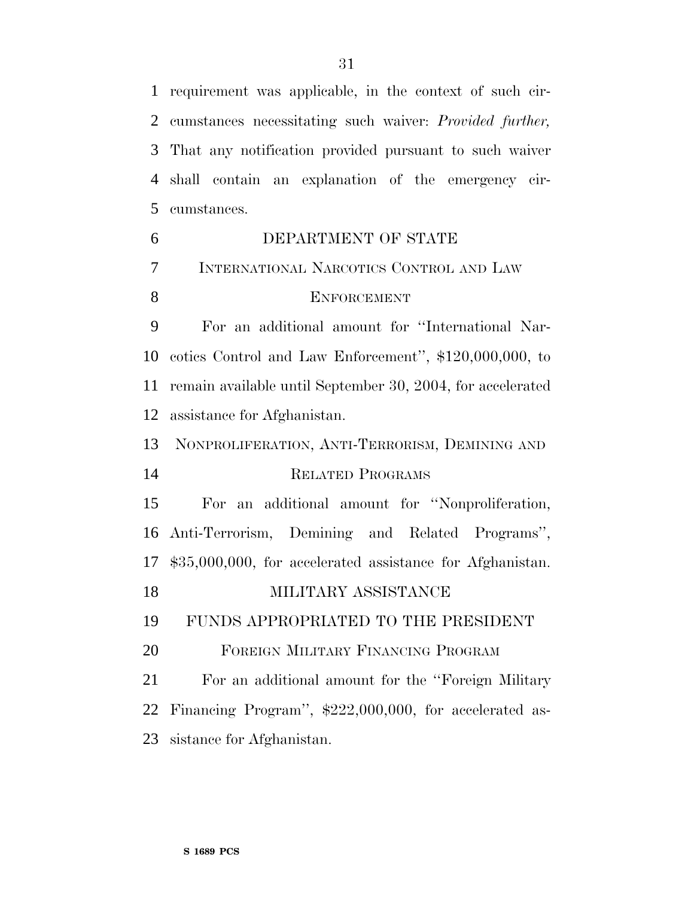requirement was applicable, in the context of such circumstances necessitating such waiver: *Provided further,* That any notification provided pursuant to such waiver shall contain an explanation of the emergency circumstances.

## DEPARTMENT OF STATE

### INTERNATIONAL NARCOTICS CONTROL AND LAW ENFORCEMENT

For an additional amount for ''International Narcotics Control and Law Enforcement'', $120,000,000, to remain available until September 30, 2004, for accelerated assistance for Afghanistan.

### NONPROLIFERATION, ANTI-TERRORISM, DEMINING AND RELATED PROGRAMS

For an additional amount for ''Nonproliferation, Anti-Terrorism, Demining and Related Programs'', $35,000,000, for accelerated assistance for Afghanistan.

## MILITARY ASSISTANCE

## FUNDS APPROPRIATED TO THE PRESIDENT

### FOREIGN MILITARY FINANCING PROGRAM

For an additional amount for the ''Foreign Military Financing Program'', $222,000,000, for accelerated assistance for Afghanistan.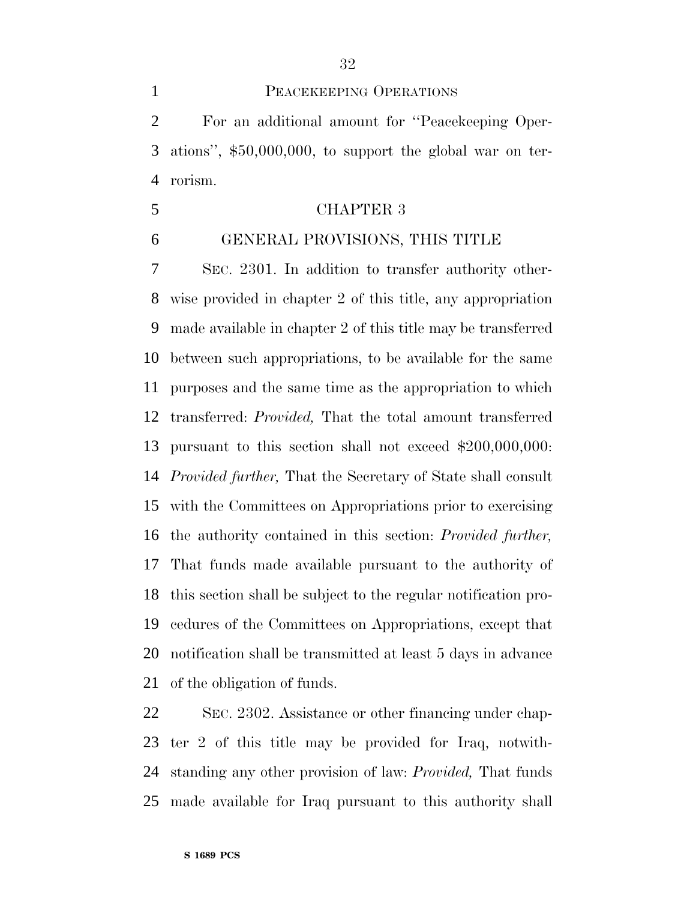PEACEKEEPING OPERATIONS

For an additional amount for ''Peacekeeping Operations'', $50,000,000, to support the global war on terrorism.

CHAPTER 3

GENERAL PROVISIONS, THIS TITLE

SEC. 2301. In addition to transfer authority otherwise provided in chapter 2 of this title, any appropriation made available in chapter 2 of this title may be transferred between such appropriations, to be available for the same purposes and the same time as the appropriation to which transferred: *Provided,* That the total amount transferred pursuant to this section shall not exceed $200,000,000: *Provided further,* That the Secretary of State shall consult with the Committees on Appropriations prior to exercising the authority contained in this section: *Provided further,* That funds made available pursuant to the authority of this section shall be subject to the regular notification procedures of the Committees on Appropriations, except that notification shall be transmitted at least 5 days in advance of the obligation of funds.

SEC. 2302. Assistance or other financing under chapter 2 of this title may be provided for Iraq, notwithstanding any other provision of law: *Provided,* That funds made available for Iraq pursuant to this authority shall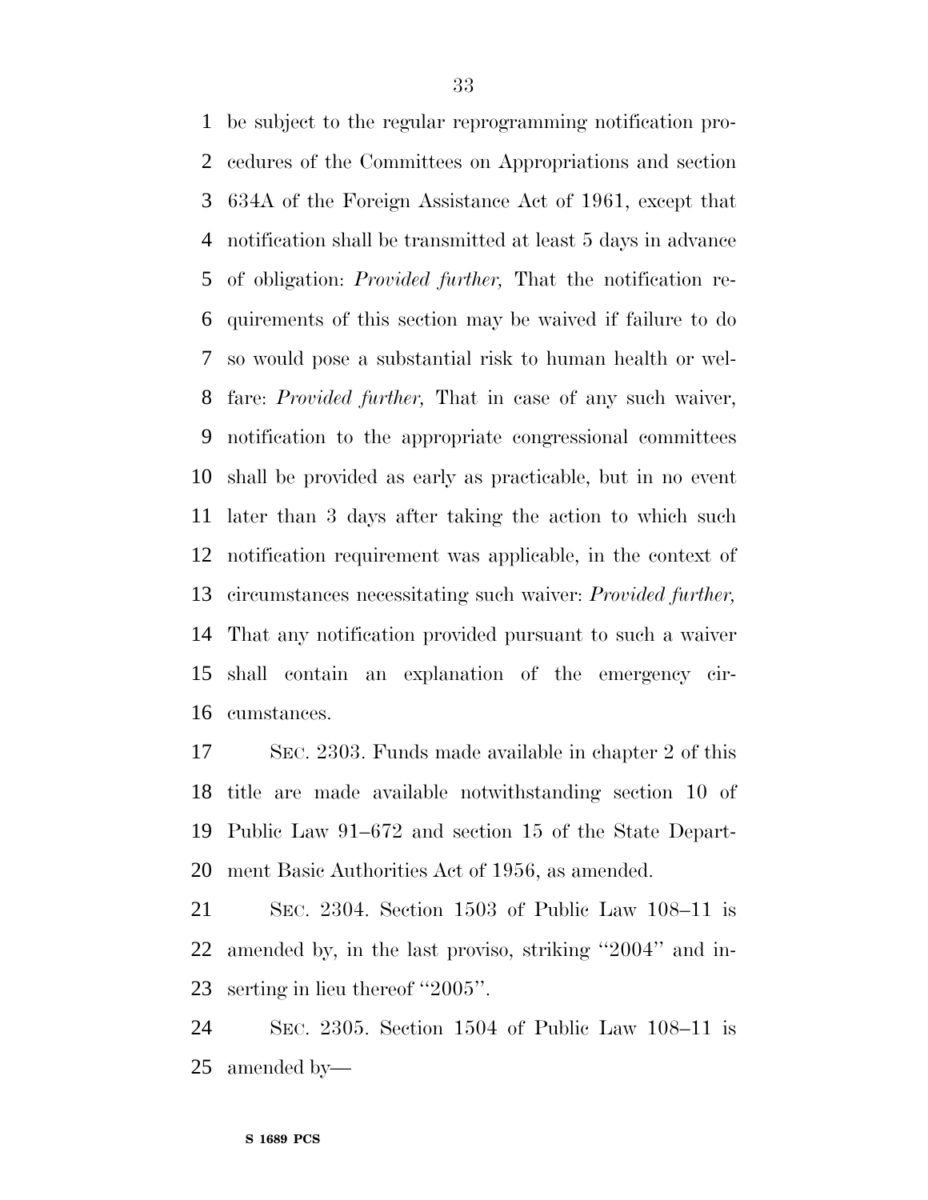be subject to the regular reprogramming notification procedures of the Committees on Appropriations and section 634A of the Foreign Assistance Act of 1961, except that notification shall be transmitted at least 5 days in advance of obligation: *Provided further,* That the notification requirements of this section may be waived if failure to do so would pose a substantial risk to human health or welfare: *Provided further,* That in case of any such waiver, notification to the appropriate congressional committees shall be provided as early as practicable, but in no event later than 3 days after taking the action to which such notification requirement was applicable, in the context of circumstances necessitating such waiver: *Provided further,* That any notification provided pursuant to such a waiver shall contain an explanation of the emergency circumstances.

SEC. 2303. Funds made available in chapter 2 of this title are made available notwithstanding section 10 of Public Law 91–672 and section 15 of the State Department Basic Authorities Act of 1956, as amended.

SEC. 2304. Section 1503 of Public Law 108–11 is amended by, in the last proviso, striking ''2004'' and inserting in lieu thereof ''2005''.

SEC. 2305. Section 1504 of Public Law 108–11 is amended by—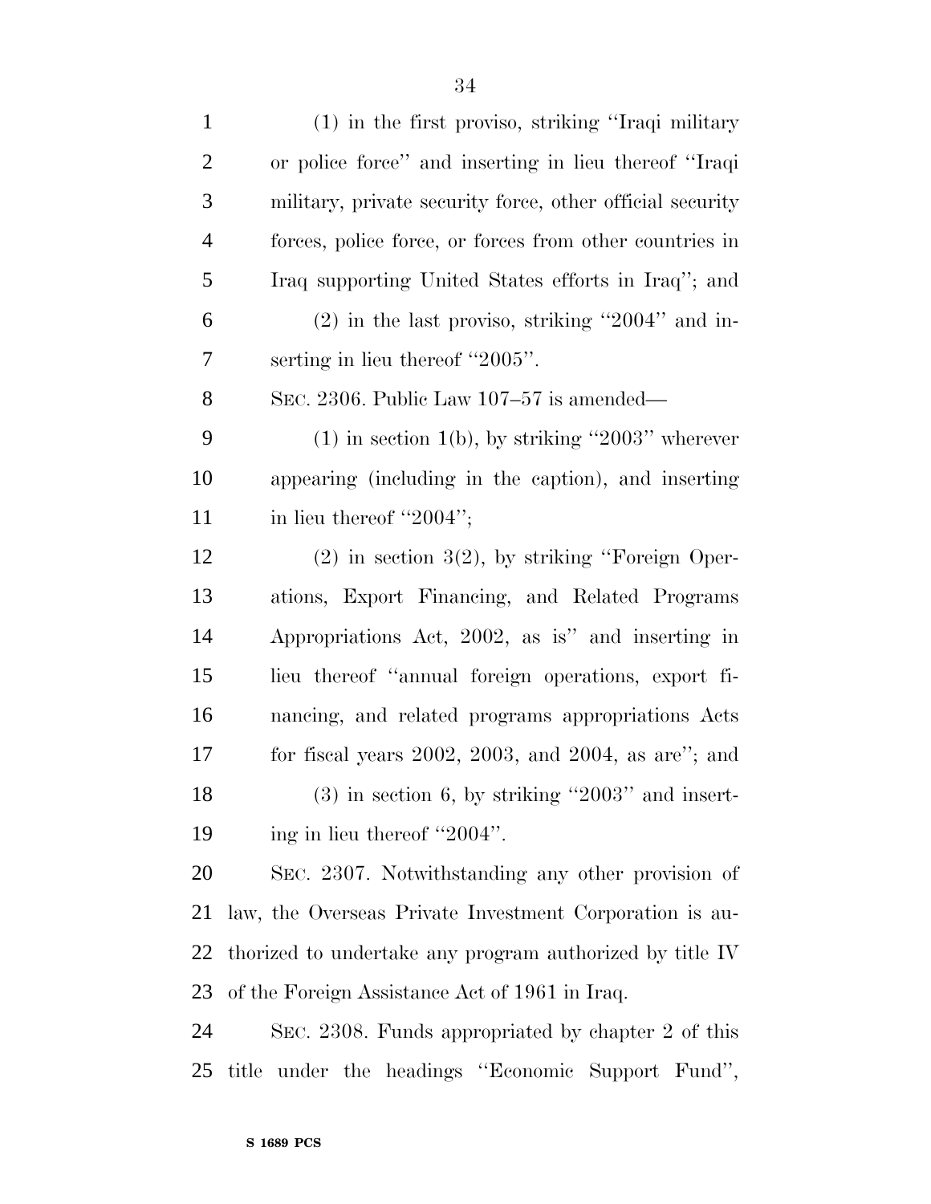(1) in the first proviso, striking ''Iraqi military or police force'' and inserting in lieu thereof ''Iraqi military, private security force, other official security forces, police force, or forces from other countries in Iraq supporting United States efforts in Iraq''; and

(2) in the last proviso, striking ''2004'' and inserting in lieu thereof ''2005''.

SEC. 2306. Public Law 107–57 is amended—

(1) in section 1(b), by striking ''2003'' wherever appearing (including in the caption), and inserting in lieu thereof ''2004'';

(2) in section 3(2), by striking ''Foreign Operations, Export Financing, and Related Programs Appropriations Act, 2002, as is'' and inserting in lieu thereof ''annual foreign operations, export financing, and related programs appropriations Acts for fiscal years 2002, 2003, and 2004, as are''; and

(3) in section 6, by striking ''2003'' and inserting in lieu thereof ''2004''.

SEC. 2307. Notwithstanding any other provision of law, the Overseas Private Investment Corporation is authorized to undertake any program authorized by title IV of the Foreign Assistance Act of 1961 in Iraq.

SEC. 2308. Funds appropriated by chapter 2 of this title under the headings ''Economic Support Fund'',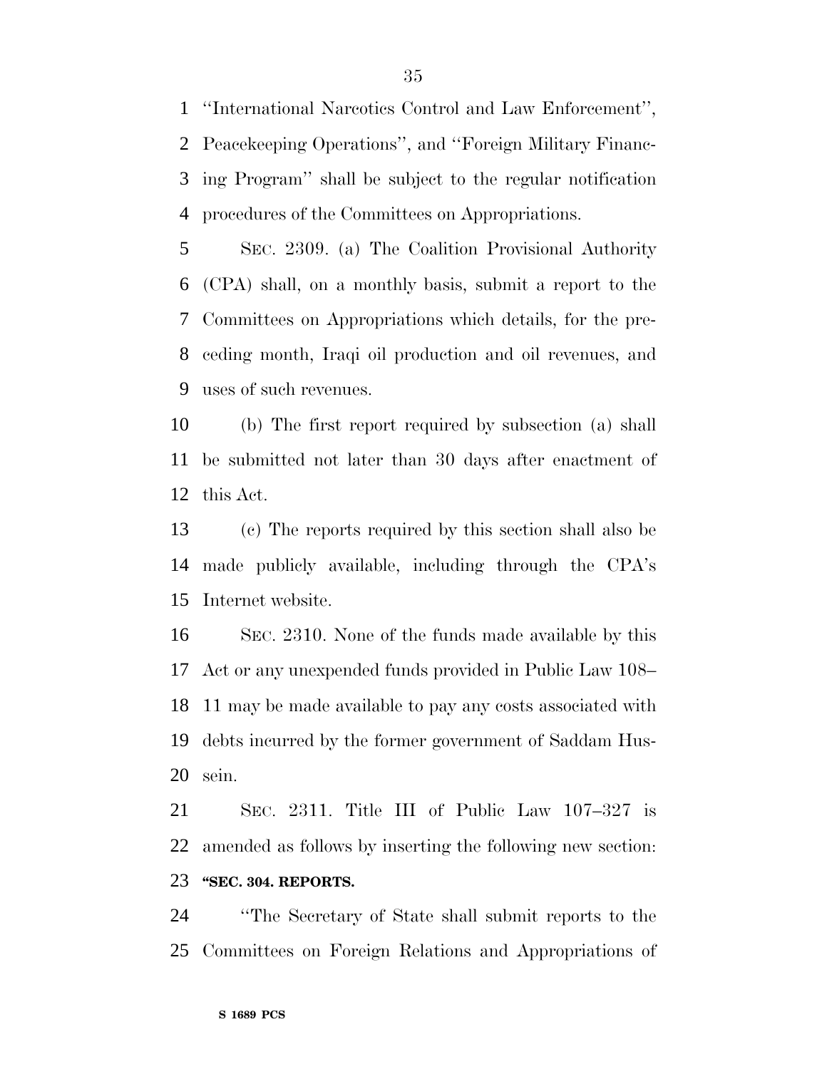''International Narcotics Control and Law Enforcement'', Peacekeeping Operations'', and ''Foreign Military Financing Program'' shall be subject to the regular notification procedures of the Committees on Appropriations.

SEC. 2309. (a) The Coalition Provisional Authority (CPA) shall, on a monthly basis, submit a report to the Committees on Appropriations which details, for the preceding month, Iraqi oil production and oil revenues, and uses of such revenues.

(b) The first report required by subsection (a) shall be submitted not later than 30 days after enactment of this Act.

(c) The reports required by this section shall also be made publicly available, including through the CPA's Internet website.

SEC. 2310. None of the funds made available by this Act or any unexpended funds provided in Public Law 108–11 may be made available to pay any costs associated with debts incurred by the former government of Saddam Hussein.

SEC. 2311. Title III of Public Law 107–327 is amended as follows by inserting the following new section:

**''SEC. 304. REPORTS.**

''The Secretary of State shall submit reports to the Committees on Foreign Relations and Appropriations of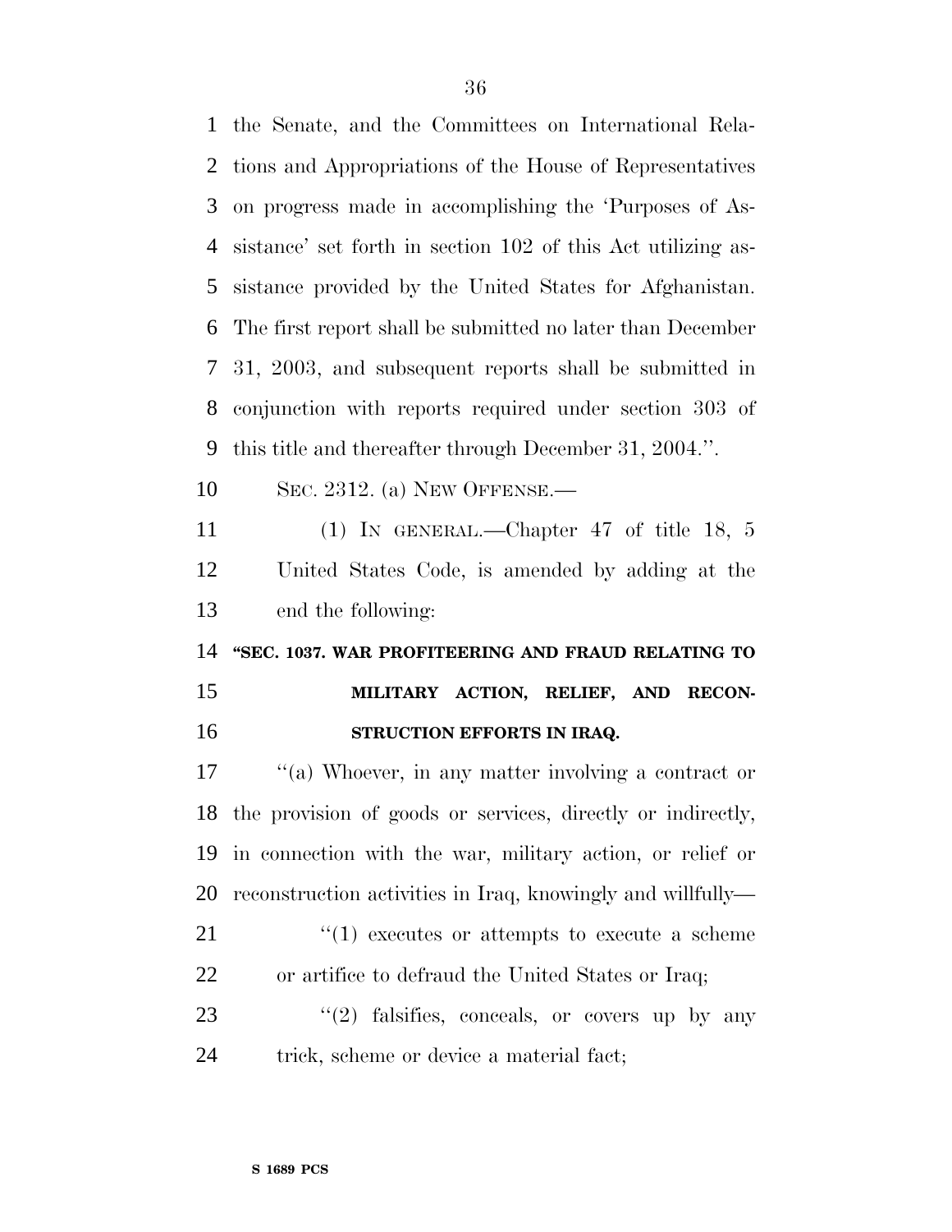the Senate, and the Committees on International Relations and Appropriations of the House of Representatives on progress made in accomplishing the 'Purposes of Assistance' set forth in section 102 of this Act utilizing assistance provided by the United States for Afghanistan. The first report shall be submitted no later than December 31, 2003, and subsequent reports shall be submitted in conjunction with reports required under section 303 of this title and thereafter through December 31, 2004.''.

SEC. 2312. (a) NEW OFFENSE.—

(1) IN GENERAL.—Chapter 47 of title 18, 5 United States Code, is amended by adding at the end the following:

**''SEC. 1037. WAR PROFITEERING AND FRAUD RELATING TO MILITARY ACTION, RELIEF, AND RECONSTRUCTION EFFORTS IN IRAQ.**

''(a) Whoever, in any matter involving a contract or the provision of goods or services, directly or indirectly, in connection with the war, military action, or relief or reconstruction activities in Iraq, knowingly and willfully—

''(1) executes or attempts to execute a scheme or artifice to defraud the United States or Iraq;

''(2) falsifies, conceals, or covers up by any trick, scheme or device a material fact;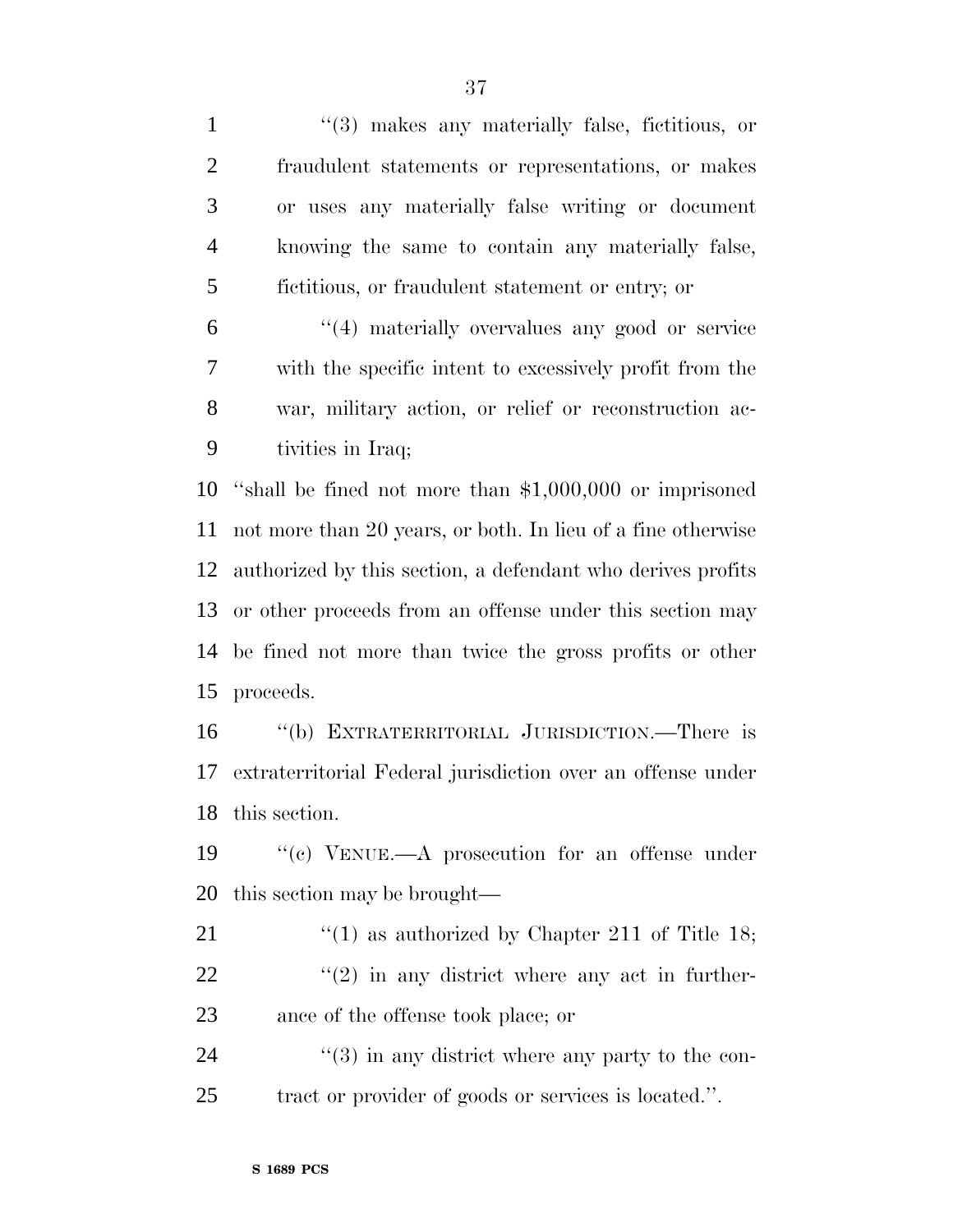"(3) makes any materially false, fictitious, or fraudulent statements or representations, or makes or uses any materially false writing or document knowing the same to contain any materially false, fictitious, or fraudulent statement or entry; or

"(4) materially overvalues any good or service with the specific intent to excessively profit from the war, military action, or relief or reconstruction activities in Iraq;

"shall be fined not more than $1,000,000 or imprisoned not more than 20 years, or both. In lieu of a fine otherwise authorized by this section, a defendant who derives profits or other proceeds from an offense under this section may be fined not more than twice the gross profits or other proceeds.

"(b) EXTRATERRITORIAL JURISDICTION.—There is extraterritorial Federal jurisdiction over an offense under this section.

"(c) VENUE.—A prosecution for an offense under this section may be brought—

"(1) as authorized by Chapter 211 of Title 18;

"(2) in any district where any act in furtherance of the offense took place; or

"(3) in any district where any party to the contract or provider of goods or services is located.".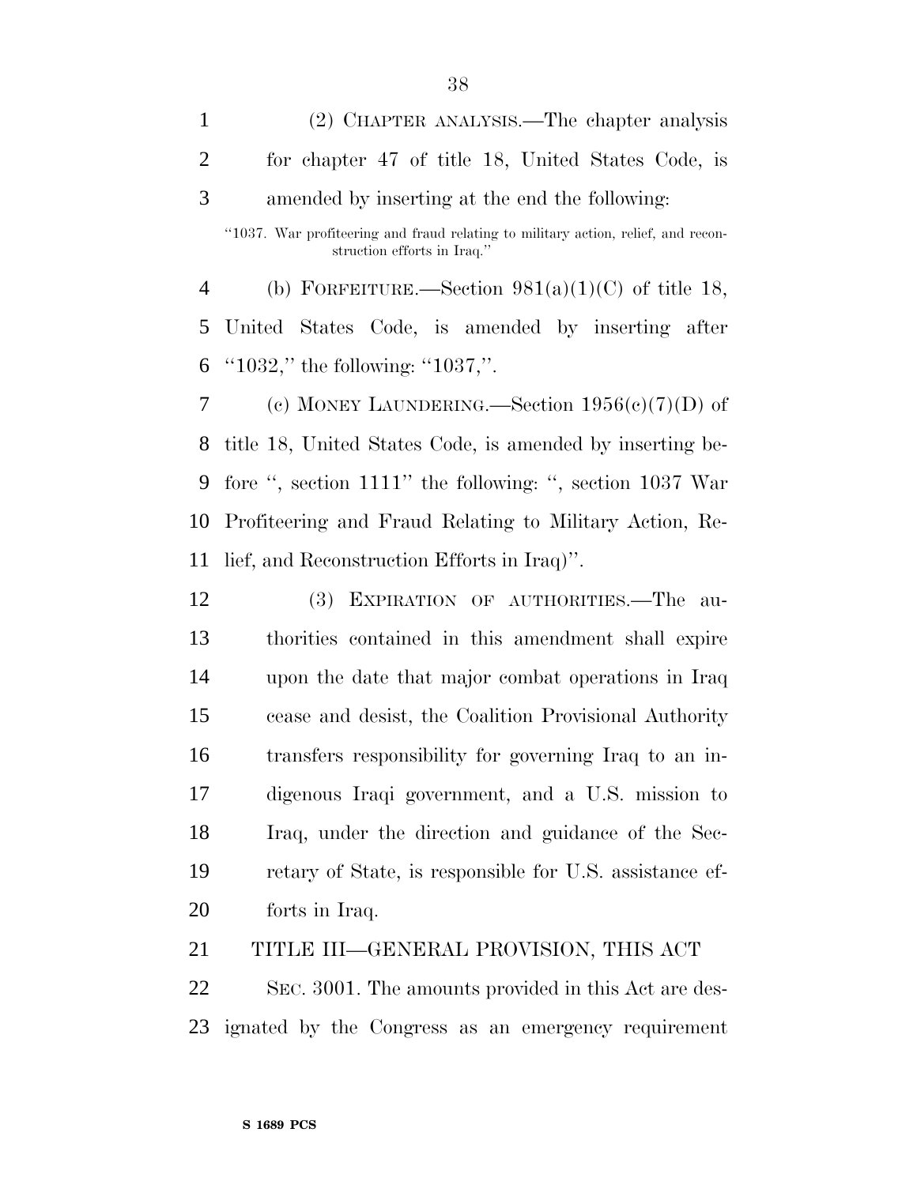(2) CHAPTER ANALYSIS.—The chapter analysis for chapter 47 of title 18, United States Code, is amended by inserting at the end the following:

"1037. War profiteering and fraud relating to military action, relief, and reconstruction efforts in Iraq."

(b) FORFEITURE.—Section 981(a)(1)(C) of title 18, United States Code, is amended by inserting after "1032," the following: "1037,".

(c) MONEY LAUNDERING.—Section 1956(c)(7)(D) of title 18, United States Code, is amended by inserting before ", section 1111" the following: ", section 1037 War Profiteering and Fraud Relating to Military Action, Relief, and Reconstruction Efforts in Iraq)".

(3) EXPIRATION OF AUTHORITIES.—The authorities contained in this amendment shall expire upon the date that major combat operations in Iraq cease and desist, the Coalition Provisional Authority transfers responsibility for governing Iraq to an indigenous Iraqi government, and a U.S. mission to Iraq, under the direction and guidance of the Secretary of State, is responsible for U.S. assistance efforts in Iraq.

TITLE III—GENERAL PROVISION, THIS ACT

SEC. 3001. The amounts provided in this Act are designated by the Congress as an emergency requirement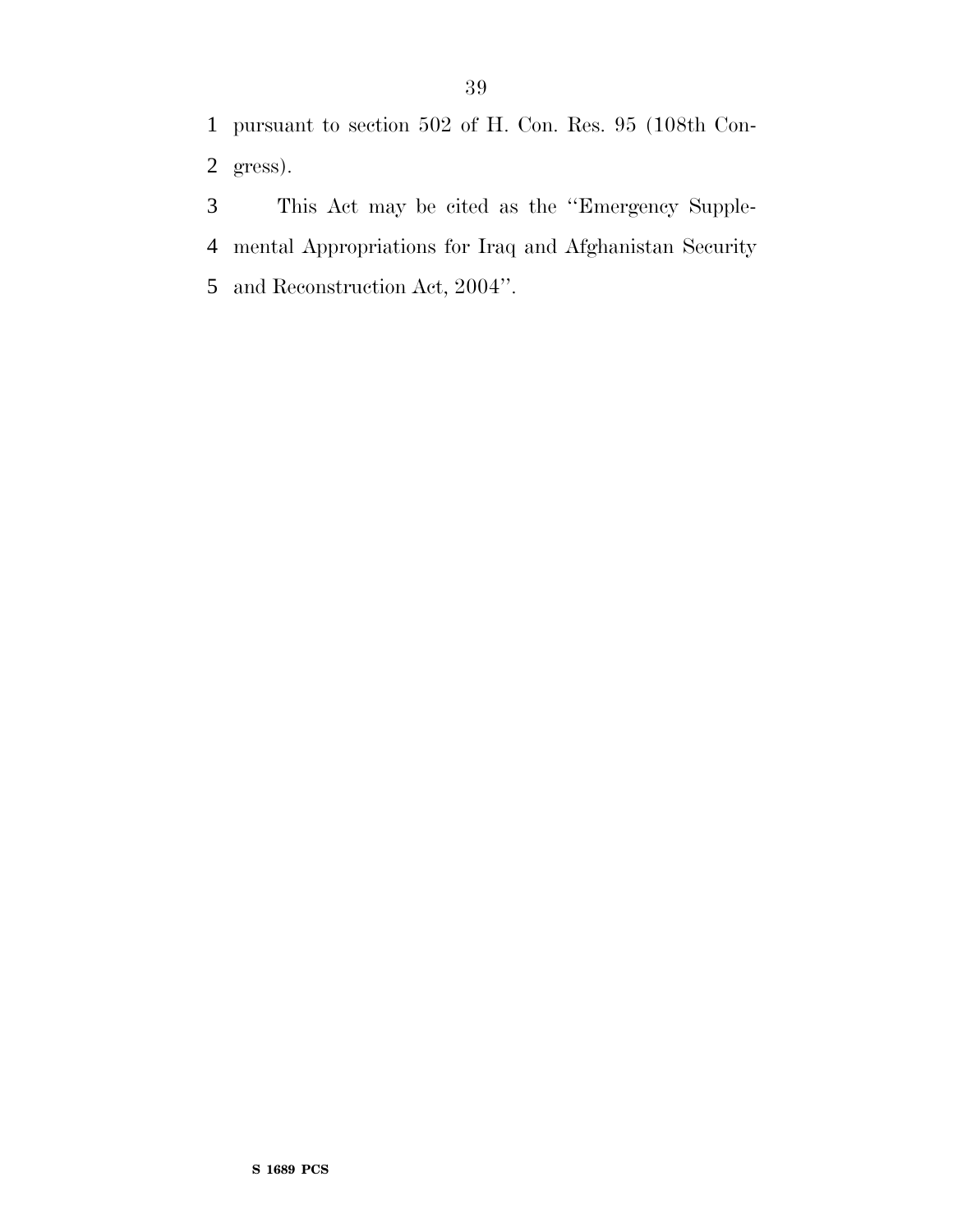pursuant to section 502 of H. Con. Res. 95 (108th Congress).

This Act may be cited as the ''Emergency Supplemental Appropriations for Iraq and Afghanistan Security and Reconstruction Act, 2004''.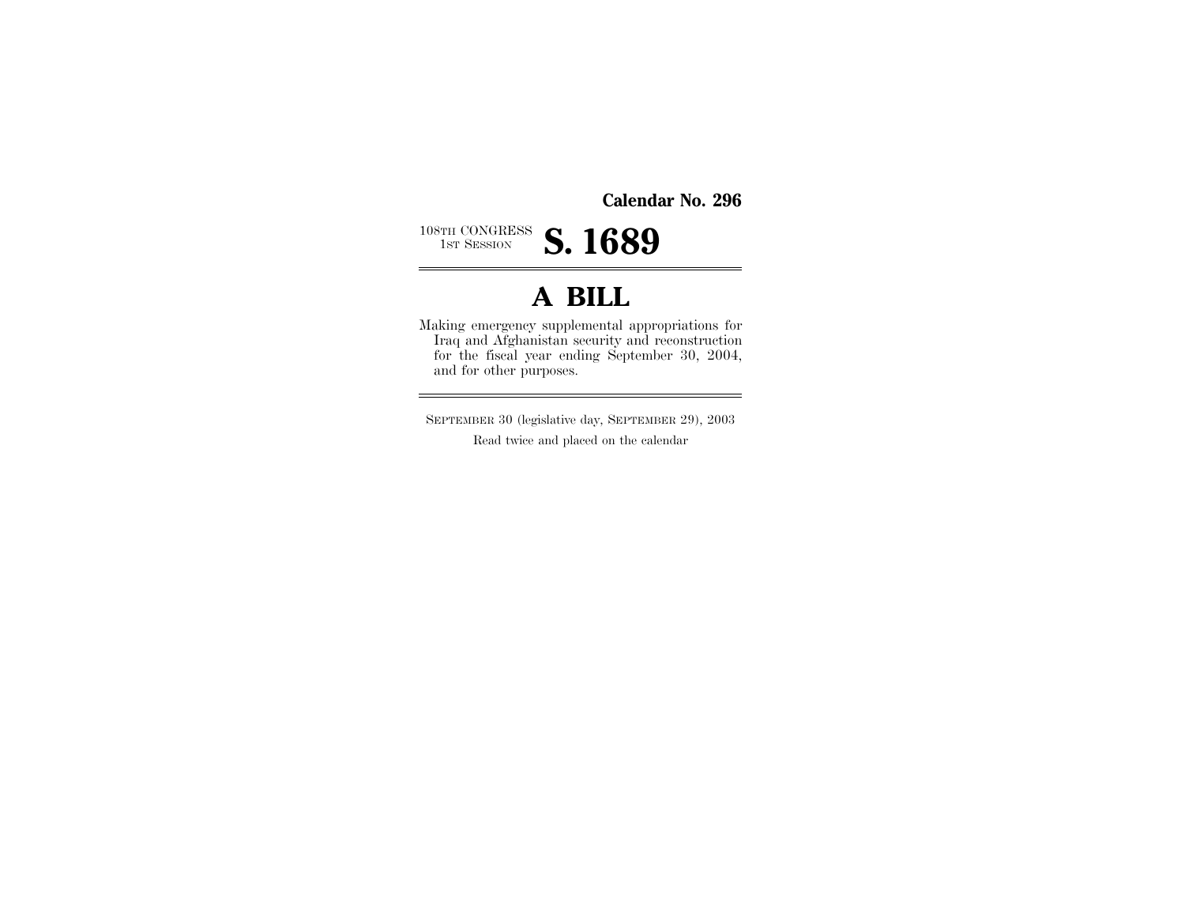**Calendar No. 296**

108TH CONGRESS
1ST SESSION

# S. 1689

# A BILL

Making emergency supplemental appropriations for Iraq and Afghanistan security and reconstruction for the fiscal year ending September 30, 2004, and for other purposes.

SEPTEMBER 30 (legislative day, SEPTEMBER 29), 2003

Read twice and placed on the calendar